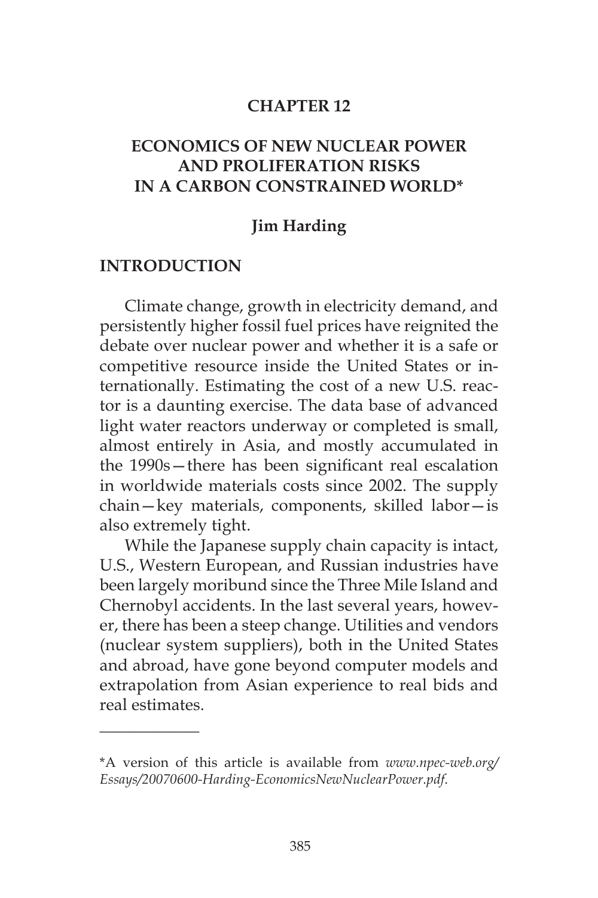# CHAPTER 12

# ECONOMICS OF NEW NUCLEAR POWER AND PROLIFERATION RISKS IN A CARBON CONSTRAINED WORLD*

**Jim Harding**

## INTRODUCTION

Climate change, growth in electricity demand, and persistently higher fossil fuel prices have reignited the debate over nuclear power and whether it is a safe or competitive resource inside the United States or internationally. Estimating the cost of a new U.S. reactor is a daunting exercise. The data base of advanced light water reactors underway or completed is small, almost entirely in Asia, and mostly accumulated in the 1990s—there has been significant real escalation in worldwide materials costs since 2002. The supply chain—key materials, components, skilled labor—is also extremely tight.

While the Japanese supply chain capacity is intact, U.S., Western European, and Russian industries have been largely moribund since the Three Mile Island and Chernobyl accidents. In the last several years, however, there has been a steep change. Utilities and vendors (nuclear system suppliers), both in the United States and abroad, have gone beyond computer models and extrapolation from Asian experience to real bids and real estimates.

---

*A version of this article is available from *www.npec-web.org/Essays/20070600-Harding-EconomicsNewNuclearPower.pdf*.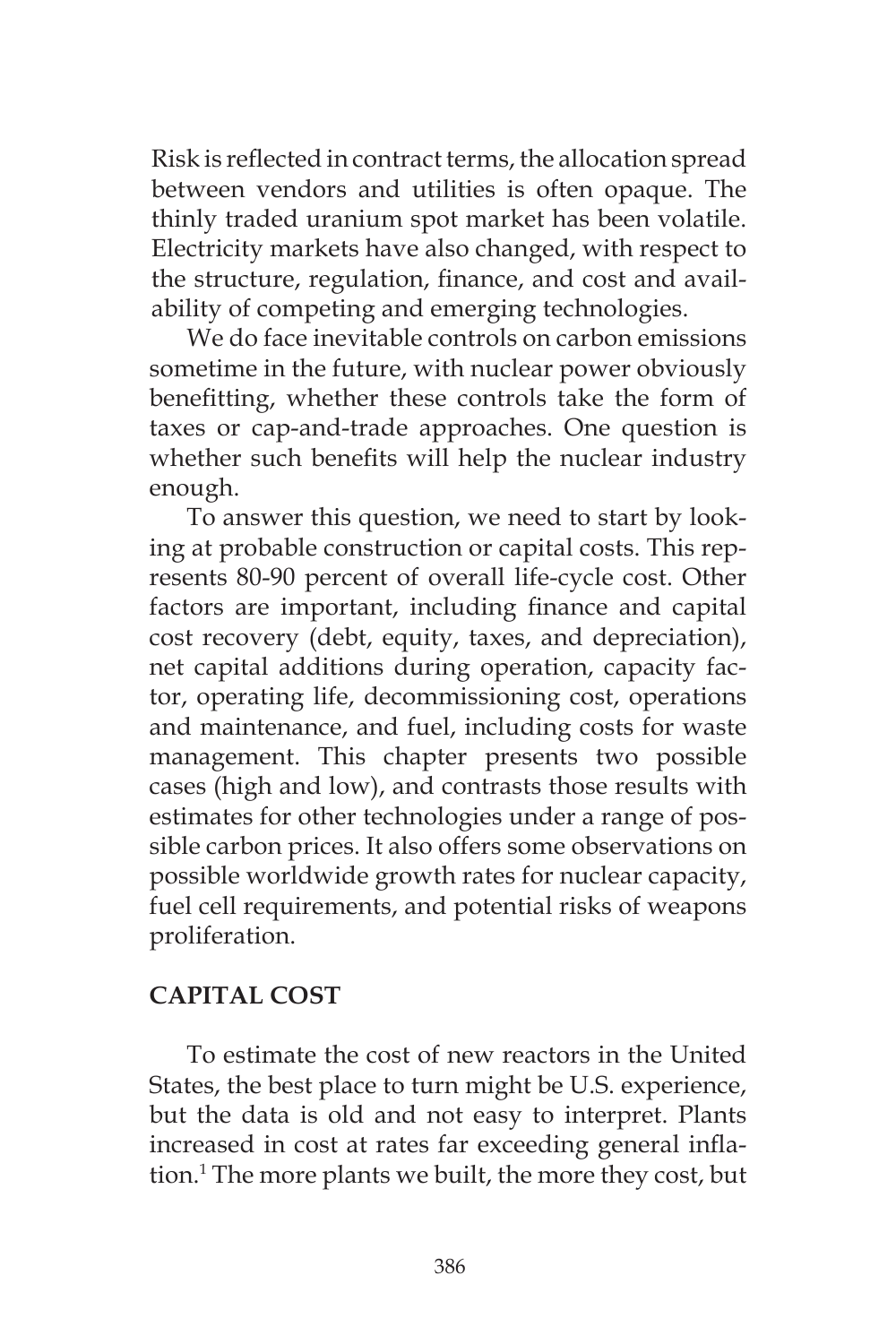Risk is reflected in contract terms, the allocation spread between vendors and utilities is often opaque. The thinly traded uranium spot market has been volatile. Electricity markets have also changed, with respect to the structure, regulation, finance, and cost and availability of competing and emerging technologies.

We do face inevitable controls on carbon emissions sometime in the future, with nuclear power obviously benefitting, whether these controls take the form of taxes or cap-and-trade approaches. One question is whether such benefits will help the nuclear industry enough.

To answer this question, we need to start by looking at probable construction or capital costs. This represents 80-90 percent of overall life-cycle cost. Other factors are important, including finance and capital cost recovery (debt, equity, taxes, and depreciation), net capital additions during operation, capacity factor, operating life, decommissioning cost, operations and maintenance, and fuel, including costs for waste management. This chapter presents two possible cases (high and low), and contrasts those results with estimates for other technologies under a range of possible carbon prices. It also offers some observations on possible worldwide growth rates for nuclear capacity, fuel cell requirements, and potential risks of weapons proliferation.

## CAPITAL COST

To estimate the cost of new reactors in the United States, the best place to turn might be U.S. experience, but the data is old and not easy to interpret. Plants increased in cost at rates far exceeding general inflation.[1] The more plants we built, the more they cost, but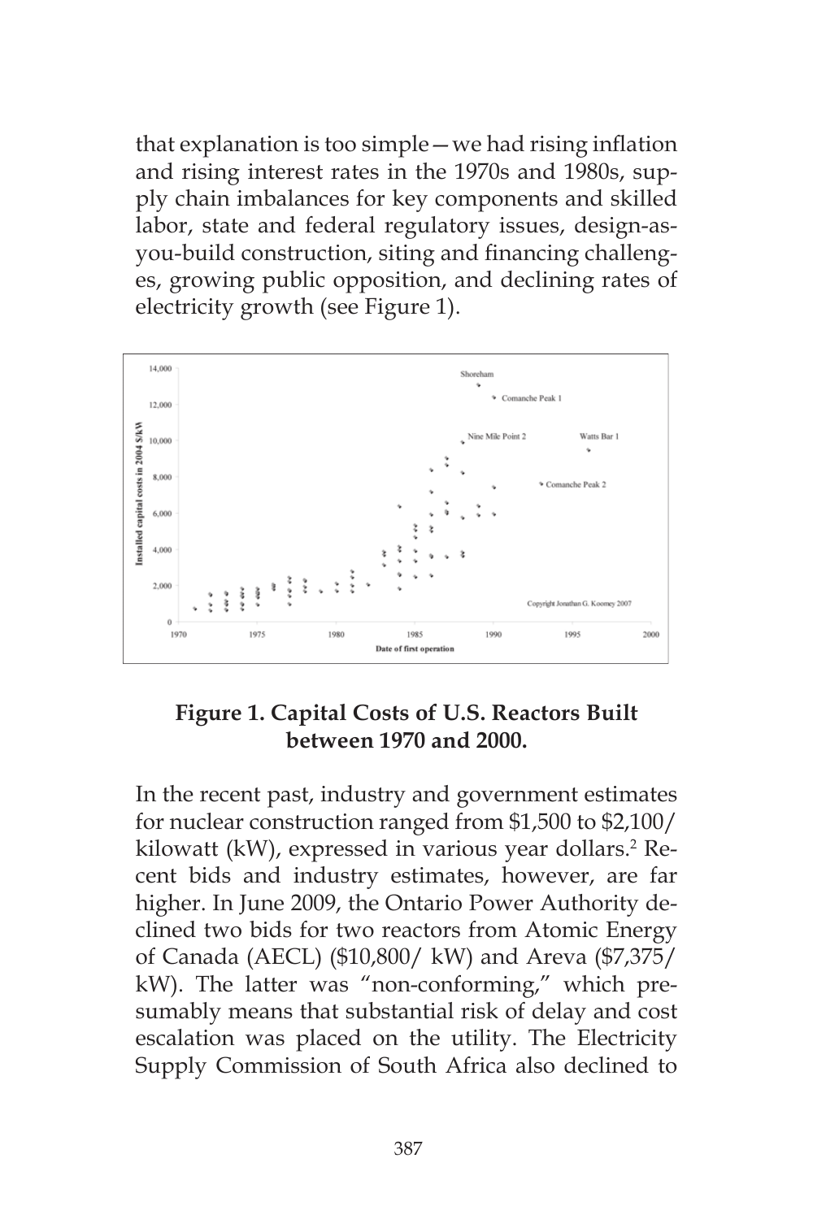that explanation is too simple—we had rising inflation and rising interest rates in the 1970s and 1980s, supply chain imbalances for key components and skilled labor, state and federal regulatory issues, design-as-you-build construction, siting and financing challenges, growing public opposition, and declining rates of electricity growth (see Figure 1).

**Figure 1. Capital Costs of U.S. Reactors Built between 1970 and 2000.**

In the recent past, industry and government estimates for nuclear construction ranged from $1,500 to $2,100/kilowatt (kW), expressed in various year dollars.[2] Recent bids and industry estimates, however, are far higher. In June 2009, the Ontario Power Authority declined two bids for two reactors from Atomic Energy of Canada (AECL) ($10,800/ kW) and Areva ($7,375/ kW). The latter was "non-conforming," which presumably means that substantial risk of delay and cost escalation was placed on the utility. The Electricity Supply Commission of South Africa also declined to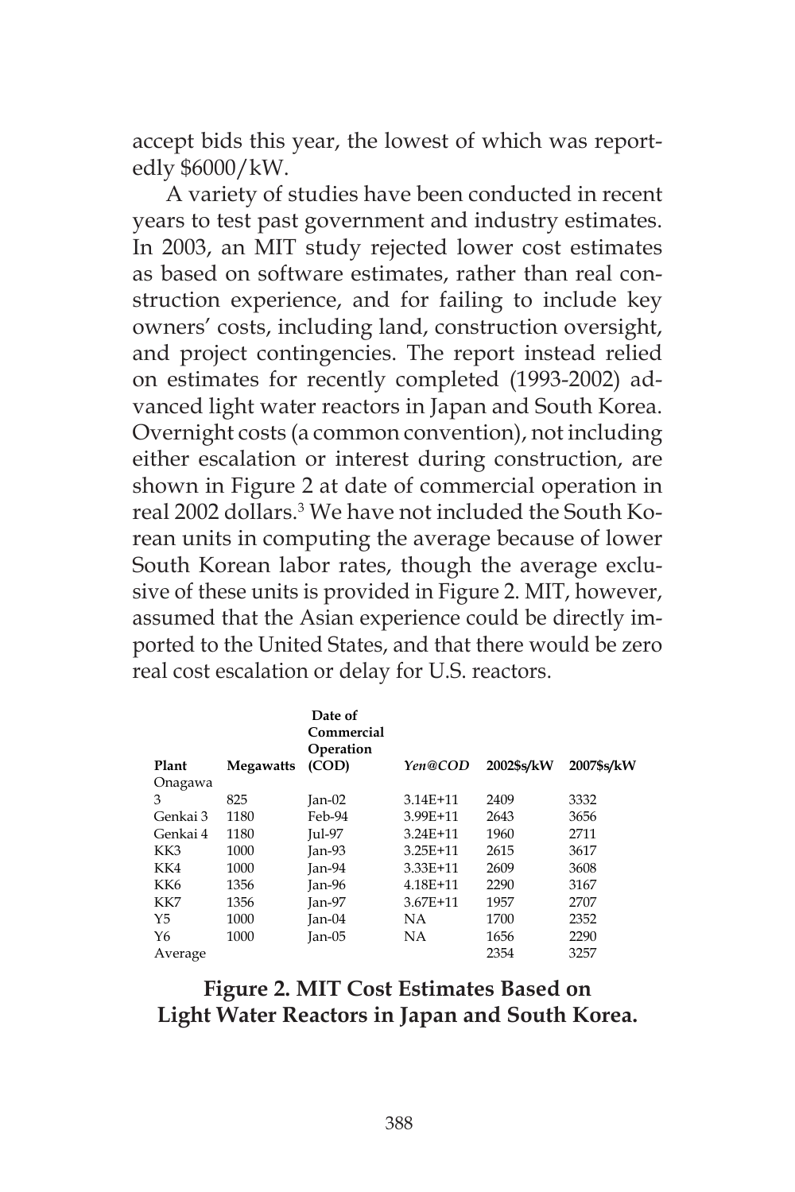accept bids this year, the lowest of which was reportedly $6000/kW.

A variety of studies have been conducted in recent years to test past government and industry estimates. In 2003, an MIT study rejected lower cost estimates as based on software estimates, rather than real construction experience, and for failing to include key owners' costs, including land, construction oversight, and project contingencies. The report instead relied on estimates for recently completed (1993-2002) advanced light water reactors in Japan and South Korea. Overnight costs (a common convention), not including either escalation or interest during construction, are shown in Figure 2 at date of commercial operation in real 2002 dollars.[3] We have not included the South Korean units in computing the average because of lower South Korean labor rates, though the average exclusive of these units is provided in Figure 2. MIT, however, assumed that the Asian experience could be directly imported to the United States, and that there would be zero real cost escalation or delay for U.S. reactors.

| Plant | Megawatts | Date of Commercial Operation (COD) | *Yen@COD* | 2002$s/kW | 2007$s/kW |
|---|---|---|---|---|---|
| Onagawa 3 | 825 | Jan-02 | 3.14E+11 | 2409 | 3332 |
| Genkai 3 | 1180 | Feb-94 | 3.99E+11 | 2643 | 3656 |
| Genkai 4 | 1180 | Jul-97 | 3.24E+11 | 1960 | 2711 |
| KK3 | 1000 | Jan-93 | 3.25E+11 | 2615 | 3617 |
| KK4 | 1000 | Jan-94 | 3.33E+11 | 2609 | 3608 |
| KK6 | 1356 | Jan-96 | 4.18E+11 | 2290 | 3167 |
| KK7 | 1356 | Jan-97 | 3.67E+11 | 1957 | 2707 |
| Y5 | 1000 | Jan-04 | NA | 1700 | 2352 |
| Y6 | 1000 | Jan-05 | NA | 1656 | 2290 |
| Average | | | | 2354 | 3257 |

**Figure 2. MIT Cost Estimates Based on Light Water Reactors in Japan and South Korea.**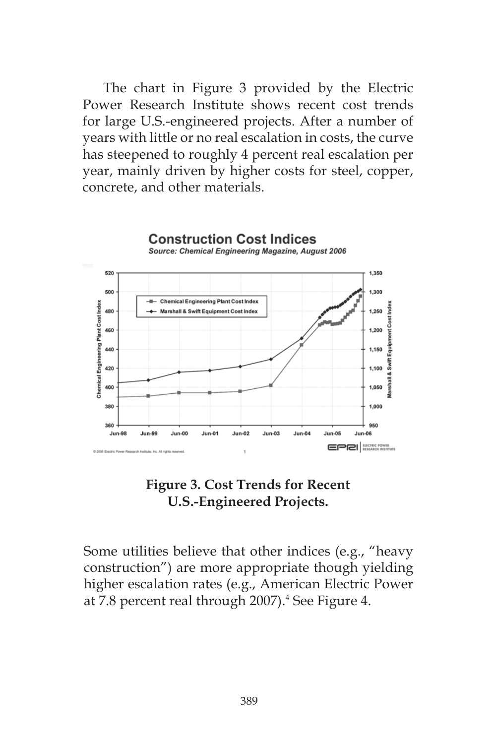The chart in Figure 3 provided by the Electric Power Research Institute shows recent cost trends for large U.S.-engineered projects. After a number of years with little or no real escalation in costs, the curve has steepened to roughly 4 percent real escalation per year, mainly driven by higher costs for steel, copper, concrete, and other materials.

**Figure 3. Cost Trends for Recent U.S.-Engineered Projects.**

Some utilities believe that other indices (e.g., "heavy construction") are more appropriate though yielding higher escalation rates (e.g., American Electric Power at 7.8 percent real through 2007).[4] See Figure 4.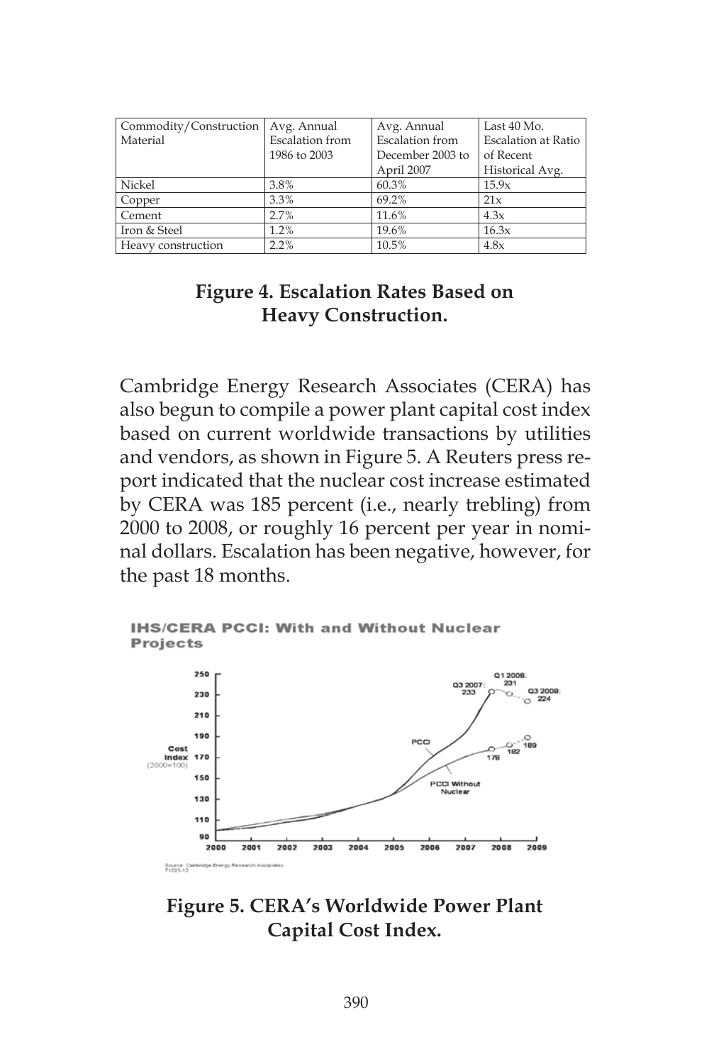| Commodity/Construction Material | Avg. Annual Escalation from 1986 to 2003 | Avg. Annual Escalation from December 2003 to April 2007 | Last 40 Mo. Escalation at Ratio of Recent Historical Avg. |
|---|---|---|---|
| Nickel | 3.8% | 60.3% | 15.9x |
| Copper | 3.3% | 69.2% | 21x |
| Cement | 2.7% | 11.6% | 4.3x |
| Iron & Steel | 1.2% | 19.6% | 16.3x |
| Heavy construction | 2.2% | 10.5% | 4.8x |

**Figure 4. Escalation Rates Based on Heavy Construction.**

Cambridge Energy Research Associates (CERA) has also begun to compile a power plant capital cost index based on current worldwide transactions by utilities and vendors, as shown in Figure 5. A Reuters press report indicated that the nuclear cost increase estimated by CERA was 185 percent (i.e., nearly trebling) from 2000 to 2008, or roughly 16 percent per year in nominal dollars. Escalation has been negative, however, for the past 18 months.

**Figure 5. CERA's Worldwide Power Plant Capital Cost Index.**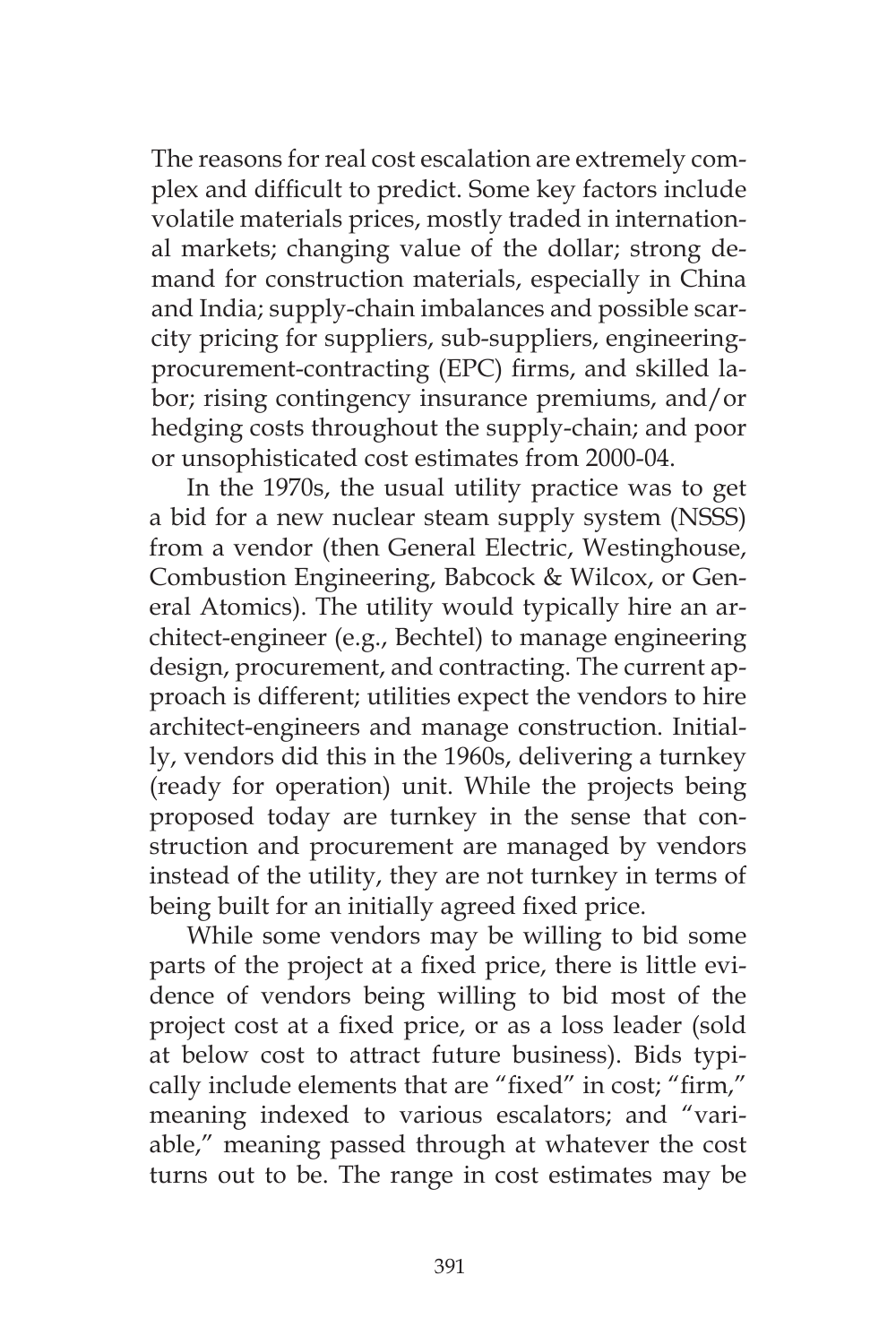The reasons for real cost escalation are extremely complex and difficult to predict. Some key factors include volatile materials prices, mostly traded in international markets; changing value of the dollar; strong demand for construction materials, especially in China and India; supply-chain imbalances and possible scarcity pricing for suppliers, sub-suppliers, engineering-procurement-contracting (EPC) firms, and skilled labor; rising contingency insurance premiums, and/or hedging costs throughout the supply-chain; and poor or unsophisticated cost estimates from 2000-04.

In the 1970s, the usual utility practice was to get a bid for a new nuclear steam supply system (NSSS) from a vendor (then General Electric, Westinghouse, Combustion Engineering, Babcock & Wilcox, or General Atomics). The utility would typically hire an architect-engineer (e.g., Bechtel) to manage engineering design, procurement, and contracting. The current approach is different; utilities expect the vendors to hire architect-engineers and manage construction. Initially, vendors did this in the 1960s, delivering a turnkey (ready for operation) unit. While the projects being proposed today are turnkey in the sense that construction and procurement are managed by vendors instead of the utility, they are not turnkey in terms of being built for an initially agreed fixed price.

While some vendors may be willing to bid some parts of the project at a fixed price, there is little evidence of vendors being willing to bid most of the project cost at a fixed price, or as a loss leader (sold at below cost to attract future business). Bids typically include elements that are "fixed" in cost; "firm," meaning indexed to various escalators; and "variable," meaning passed through at whatever the cost turns out to be. The range in cost estimates may be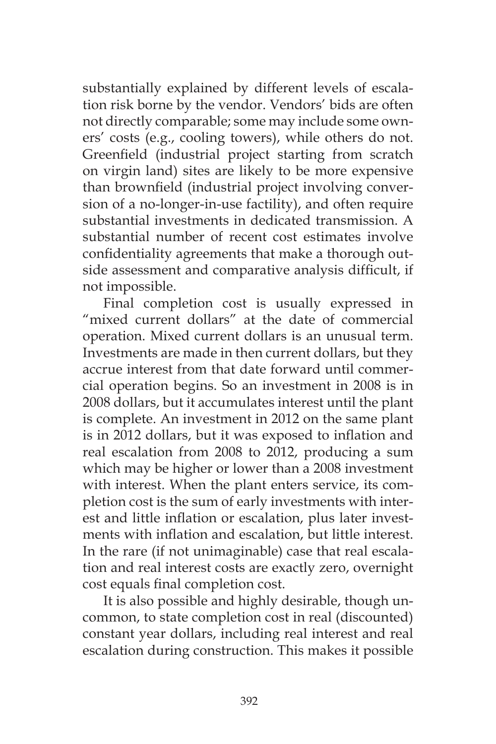substantially explained by different levels of escalation risk borne by the vendor. Vendors' bids are often not directly comparable; some may include some owners' costs (e.g., cooling towers), while others do not. Greenfield (industrial project starting from scratch on virgin land) sites are likely to be more expensive than brownfield (industrial project involving conversion of a no-longer-in-use factility), and often require substantial investments in dedicated transmission. A substantial number of recent cost estimates involve confidentiality agreements that make a thorough outside assessment and comparative analysis difficult, if not impossible.

Final completion cost is usually expressed in "mixed current dollars" at the date of commercial operation. Mixed current dollars is an unusual term. Investments are made in then current dollars, but they accrue interest from that date forward until commercial operation begins. So an investment in 2008 is in 2008 dollars, but it accumulates interest until the plant is complete. An investment in 2012 on the same plant is in 2012 dollars, but it was exposed to inflation and real escalation from 2008 to 2012, producing a sum which may be higher or lower than a 2008 investment with interest. When the plant enters service, its completion cost is the sum of early investments with interest and little inflation or escalation, plus later investments with inflation and escalation, but little interest. In the rare (if not unimaginable) case that real escalation and real interest costs are exactly zero, overnight cost equals final completion cost.

It is also possible and highly desirable, though uncommon, to state completion cost in real (discounted) constant year dollars, including real interest and real escalation during construction. This makes it possible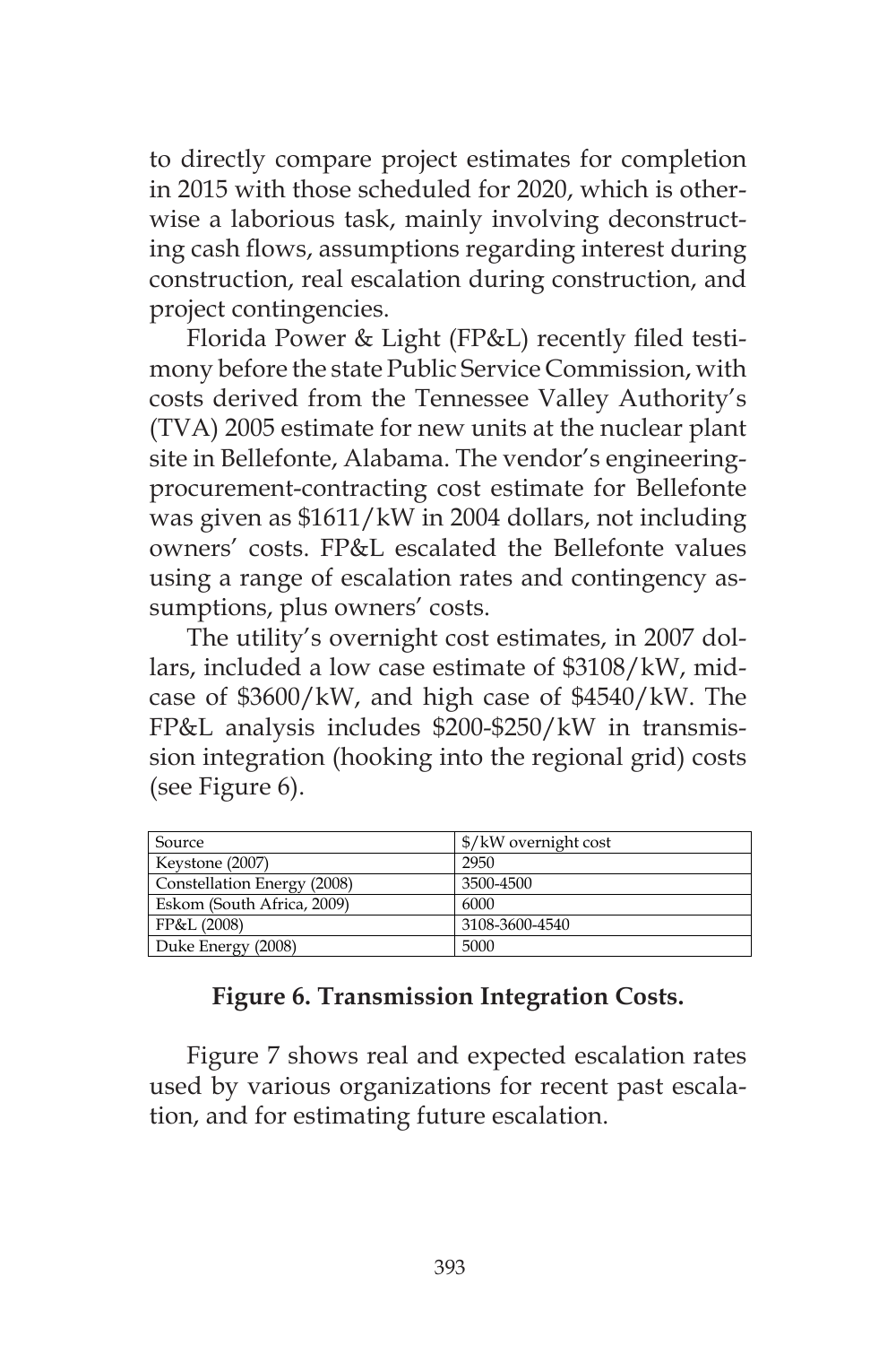to directly compare project estimates for completion in 2015 with those scheduled for 2020, which is otherwise a laborious task, mainly involving deconstructing cash flows, assumptions regarding interest during construction, real escalation during construction, and project contingencies.

Florida Power & Light (FP&L) recently filed testimony before the state Public Service Commission, with costs derived from the Tennessee Valley Authority's (TVA) 2005 estimate for new units at the nuclear plant site in Bellefonte, Alabama. The vendor's engineering-procurement-contracting cost estimate for Bellefonte was given as $1611/kW in 2004 dollars, not including owners' costs. FP&L escalated the Bellefonte values using a range of escalation rates and contingency assumptions, plus owners' costs.

The utility's overnight cost estimates, in 2007 dollars, included a low case estimate of $3108/kW, mid-case of $3600/kW, and high case of $4540/kW. The FP&L analysis includes $200-$250/kW in transmission integration (hooking into the regional grid) costs (see Figure 6).

| Source | $/kW overnight cost |
|---|---|
| Keystone (2007) | 2950 |
| Constellation Energy (2008) | 3500-4500 |
| Eskom (South Africa, 2009) | 6000 |
| FP&L (2008) | 3108-3600-4540 |
| Duke Energy (2008) | 5000 |

**Figure 6. Transmission Integration Costs.**

Figure 7 shows real and expected escalation rates used by various organizations for recent past escalation, and for estimating future escalation.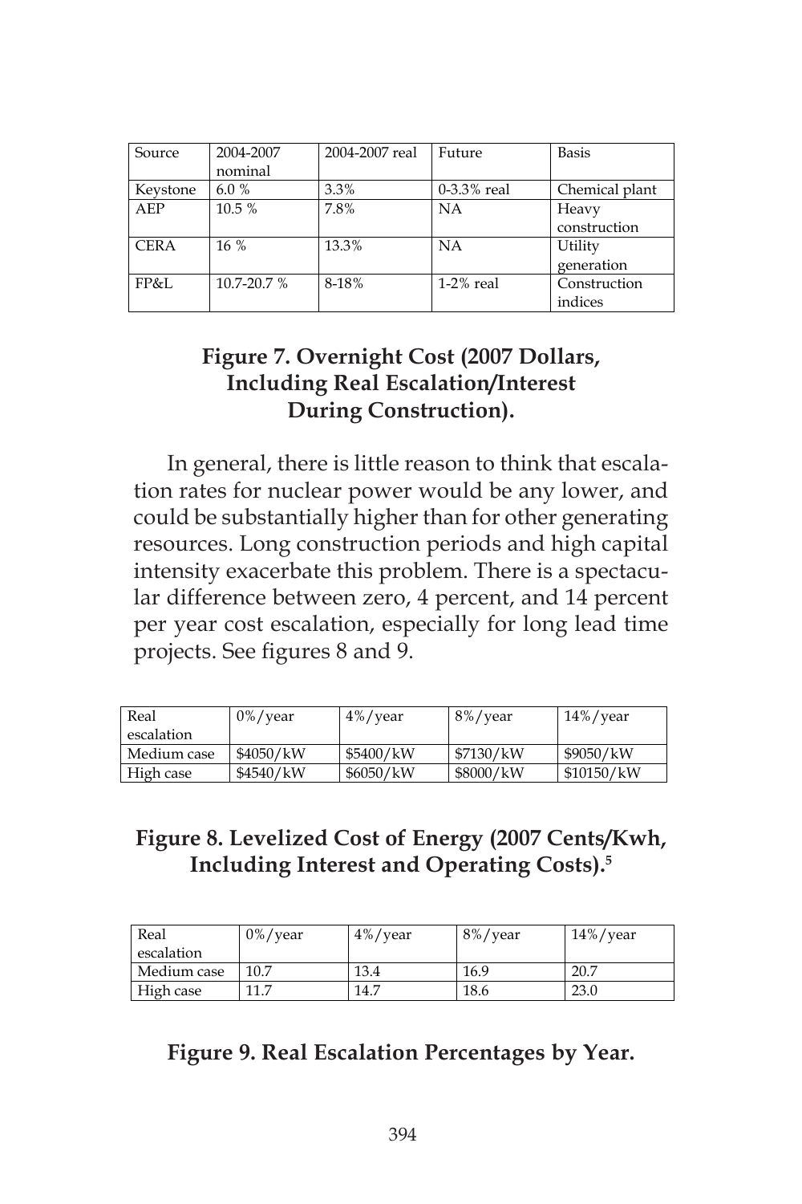| Source | 2004-2007 nominal | 2004-2007 real | Future | Basis |
|---|---|---|---|---|
| Keystone | 6.0 % | 3.3% | 0-3.3% real | Chemical plant |
| AEP | 10.5 % | 7.8% | NA | Heavy construction |
| CERA | 16 % | 13.3% | NA | Utility generation |
| FP&L | 10.7-20.7 % | 8-18% | 1-2% real | Construction indices |

**Figure 7. Overnight Cost (2007 Dollars, Including Real Escalation/Interest During Construction).**

In general, there is little reason to think that escalation rates for nuclear power would be any lower, and could be substantially higher than for other generating resources. Long construction periods and high capital intensity exacerbate this problem. There is a spectacular difference between zero, 4 percent, and 14 percent per year cost escalation, especially for long lead time projects. See figures 8 and 9.

| Real escalation | 0%/year | 4%/year | 8%/year | 14%/year |
|---|---|---|---|---|
| Medium case | $4050/kW | $5400/kW | $7130/kW | $9050/kW |
| High case | $4540/kW | $6050/kW | $8000/kW | $10150/kW |

**Figure 8. Levelized Cost of Energy (2007 Cents/Kwh, Including Interest and Operating Costs).[5]**

| Real escalation | 0%/year | 4%/year | 8%/year | 14%/year |
|---|---|---|---|---|
| Medium case | 10.7 | 13.4 | 16.9 | 20.7 |
| High case | 11.7 | 14.7 | 18.6 | 23.0 |

**Figure 9. Real Escalation Percentages by Year.**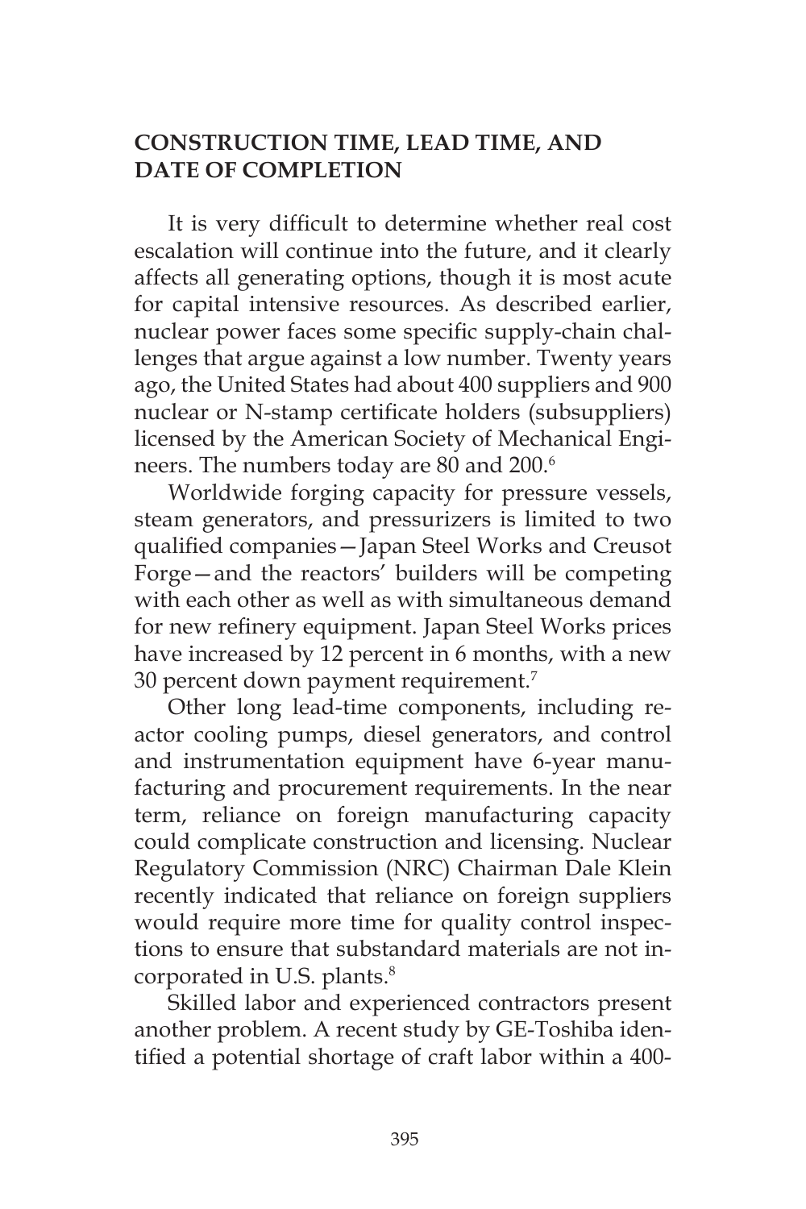## CONSTRUCTION TIME, LEAD TIME, AND DATE OF COMPLETION

It is very difficult to determine whether real cost escalation will continue into the future, and it clearly affects all generating options, though it is most acute for capital intensive resources. As described earlier, nuclear power faces some specific supply-chain challenges that argue against a low number. Twenty years ago, the United States had about 400 suppliers and 900 nuclear or N-stamp certificate holders (subsuppliers) licensed by the American Society of Mechanical Engineers. The numbers today are 80 and 200.[6]

Worldwide forging capacity for pressure vessels, steam generators, and pressurizers is limited to two qualified companies—Japan Steel Works and Creusot Forge—and the reactors' builders will be competing with each other as well as with simultaneous demand for new refinery equipment. Japan Steel Works prices have increased by 12 percent in 6 months, with a new 30 percent down payment requirement.[7]

Other long lead-time components, including reactor cooling pumps, diesel generators, and control and instrumentation equipment have 6-year manufacturing and procurement requirements. In the near term, reliance on foreign manufacturing capacity could complicate construction and licensing. Nuclear Regulatory Commission (NRC) Chairman Dale Klein recently indicated that reliance on foreign suppliers would require more time for quality control inspections to ensure that substandard materials are not incorporated in U.S. plants.[8]

Skilled labor and experienced contractors present another problem. A recent study by GE-Toshiba identified a potential shortage of craft labor within a 400-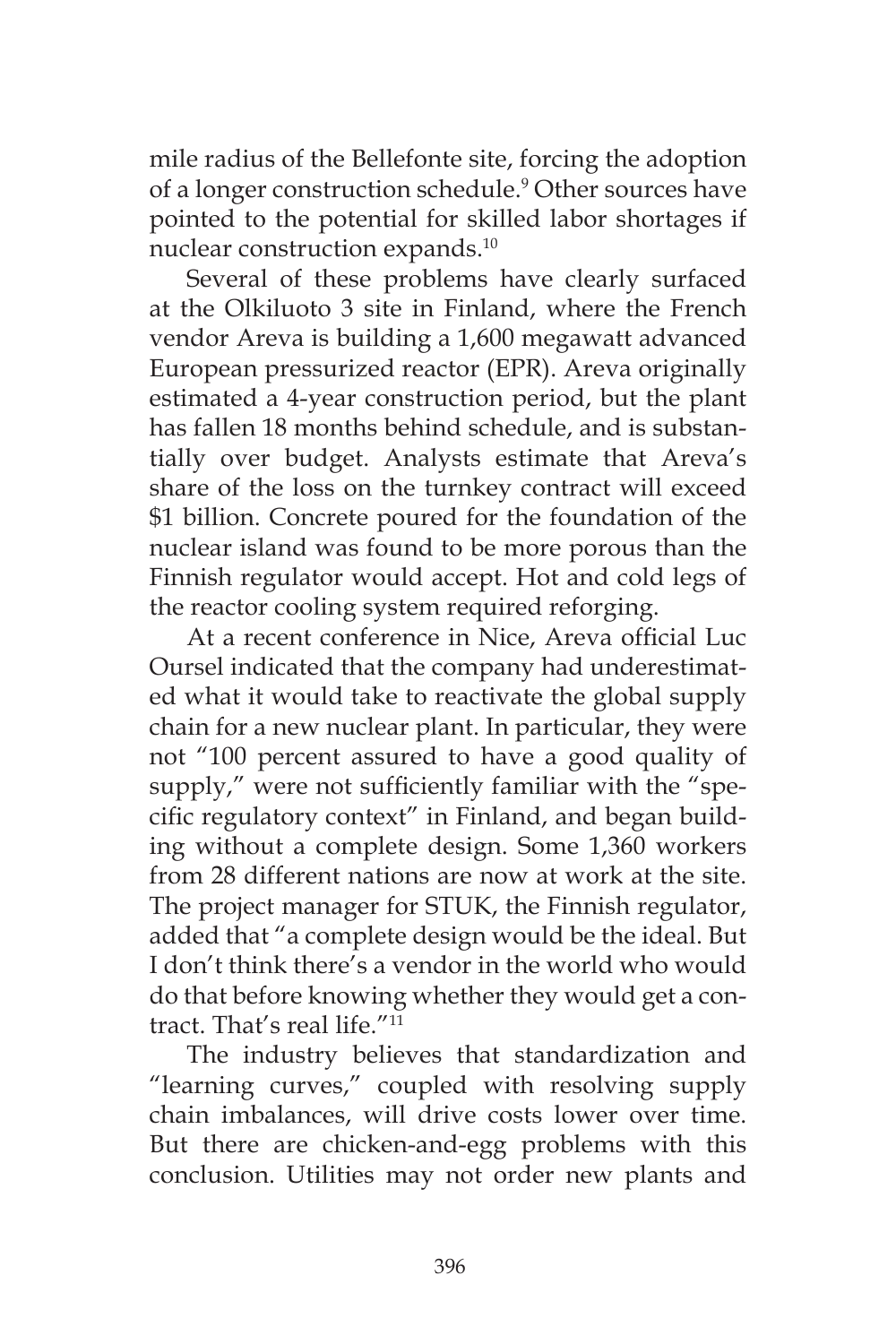mile radius of the Bellefonte site, forcing the adoption of a longer construction schedule.[9] Other sources have pointed to the potential for skilled labor shortages if nuclear construction expands.[10]

Several of these problems have clearly surfaced at the Olkiluoto 3 site in Finland, where the French vendor Areva is building a 1,600 megawatt advanced European pressurized reactor (EPR). Areva originally estimated a 4-year construction period, but the plant has fallen 18 months behind schedule, and is substantially over budget. Analysts estimate that Areva's share of the loss on the turnkey contract will exceed $1 billion. Concrete poured for the foundation of the nuclear island was found to be more porous than the Finnish regulator would accept. Hot and cold legs of the reactor cooling system required reforging.

At a recent conference in Nice, Areva official Luc Oursel indicated that the company had underestimated what it would take to reactivate the global supply chain for a new nuclear plant. In particular, they were not "100 percent assured to have a good quality of supply," were not sufficiently familiar with the "specific regulatory context" in Finland, and began building without a complete design. Some 1,360 workers from 28 different nations are now at work at the site. The project manager for STUK, the Finnish regulator, added that "a complete design would be the ideal. But I don't think there's a vendor in the world who would do that before knowing whether they would get a contract. That's real life."[11]

The industry believes that standardization and "learning curves," coupled with resolving supply chain imbalances, will drive costs lower over time. But there are chicken-and-egg problems with this conclusion. Utilities may not order new plants and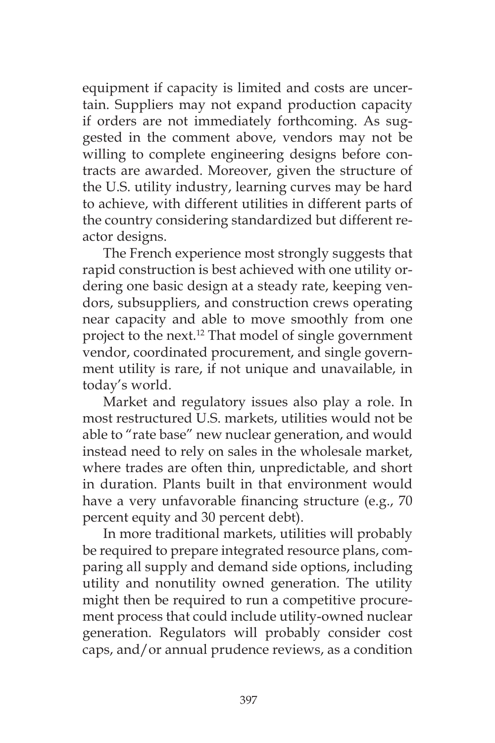equipment if capacity is limited and costs are uncertain. Suppliers may not expand production capacity if orders are not immediately forthcoming. As suggested in the comment above, vendors may not be willing to complete engineering designs before contracts are awarded. Moreover, given the structure of the U.S. utility industry, learning curves may be hard to achieve, with different utilities in different parts of the country considering standardized but different reactor designs.

The French experience most strongly suggests that rapid construction is best achieved with one utility ordering one basic design at a steady rate, keeping vendors, subsuppliers, and construction crews operating near capacity and able to move smoothly from one project to the next.[12] That model of single government vendor, coordinated procurement, and single government utility is rare, if not unique and unavailable, in today's world.

Market and regulatory issues also play a role. In most restructured U.S. markets, utilities would not be able to "rate base" new nuclear generation, and would instead need to rely on sales in the wholesale market, where trades are often thin, unpredictable, and short in duration. Plants built in that environment would have a very unfavorable financing structure (e.g., 70 percent equity and 30 percent debt).

In more traditional markets, utilities will probably be required to prepare integrated resource plans, comparing all supply and demand side options, including utility and nonutility owned generation. The utility might then be required to run a competitive procurement process that could include utility-owned nuclear generation. Regulators will probably consider cost caps, and/or annual prudence reviews, as a condition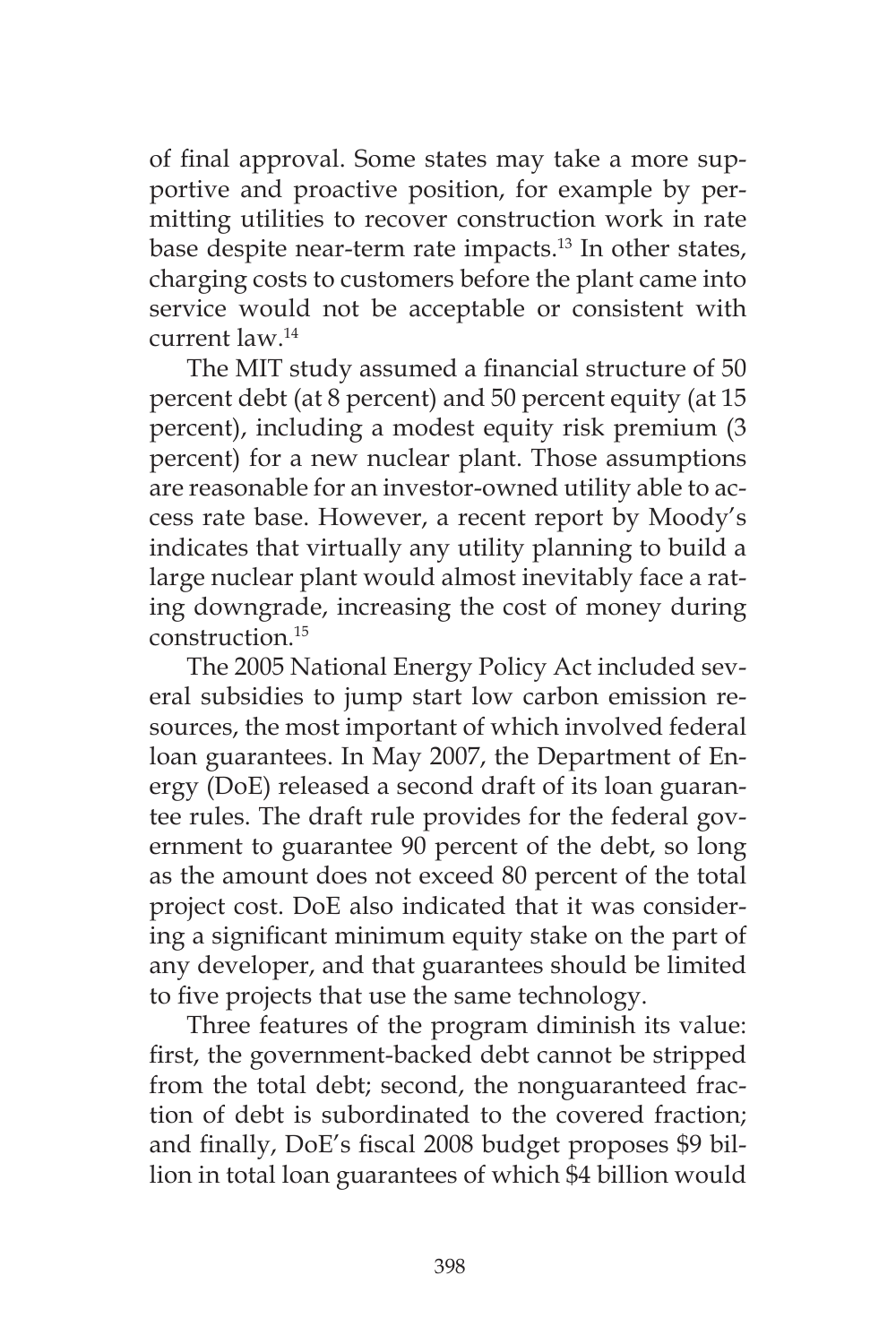of final approval. Some states may take a more supportive and proactive position, for example by permitting utilities to recover construction work in rate base despite near-term rate impacts.[13] In other states, charging costs to customers before the plant came into service would not be acceptable or consistent with current law.[14]

The MIT study assumed a financial structure of 50 percent debt (at 8 percent) and 50 percent equity (at 15 percent), including a modest equity risk premium (3 percent) for a new nuclear plant. Those assumptions are reasonable for an investor-owned utility able to access rate base. However, a recent report by Moody's indicates that virtually any utility planning to build a large nuclear plant would almost inevitably face a rating downgrade, increasing the cost of money during construction.[15]

The 2005 National Energy Policy Act included several subsidies to jump start low carbon emission resources, the most important of which involved federal loan guarantees. In May 2007, the Department of Energy (DoE) released a second draft of its loan guarantee rules. The draft rule provides for the federal government to guarantee 90 percent of the debt, so long as the amount does not exceed 80 percent of the total project cost. DoE also indicated that it was considering a significant minimum equity stake on the part of any developer, and that guarantees should be limited to five projects that use the same technology.

Three features of the program diminish its value: first, the government-backed debt cannot be stripped from the total debt; second, the nonguaranteed fraction of debt is subordinated to the covered fraction; and finally, DoE's fiscal 2008 budget proposes $9 billion in total loan guarantees of which $4 billion would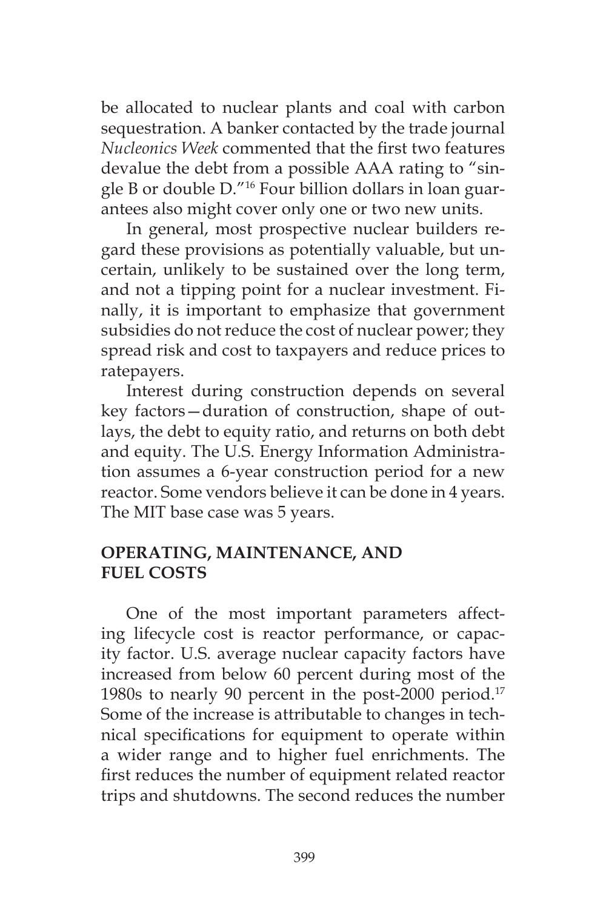be allocated to nuclear plants and coal with carbon sequestration. A banker contacted by the trade journal *Nucleonics Week* commented that the first two features devalue the debt from a possible AAA rating to "single B or double D."[16] Four billion dollars in loan guarantees also might cover only one or two new units.

In general, most prospective nuclear builders regard these provisions as potentially valuable, but uncertain, unlikely to be sustained over the long term, and not a tipping point for a nuclear investment. Finally, it is important to emphasize that government subsidies do not reduce the cost of nuclear power; they spread risk and cost to taxpayers and reduce prices to ratepayers.

Interest during construction depends on several key factors—duration of construction, shape of outlays, the debt to equity ratio, and returns on both debt and equity. The U.S. Energy Information Administration assumes a 6-year construction period for a new reactor. Some vendors believe it can be done in 4 years. The MIT base case was 5 years.

## OPERATING, MAINTENANCE, AND FUEL COSTS

One of the most important parameters affecting lifecycle cost is reactor performance, or capacity factor. U.S. average nuclear capacity factors have increased from below 60 percent during most of the 1980s to nearly 90 percent in the post-2000 period.[17] Some of the increase is attributable to changes in technical specifications for equipment to operate within a wider range and to higher fuel enrichments. The first reduces the number of equipment related reactor trips and shutdowns. The second reduces the number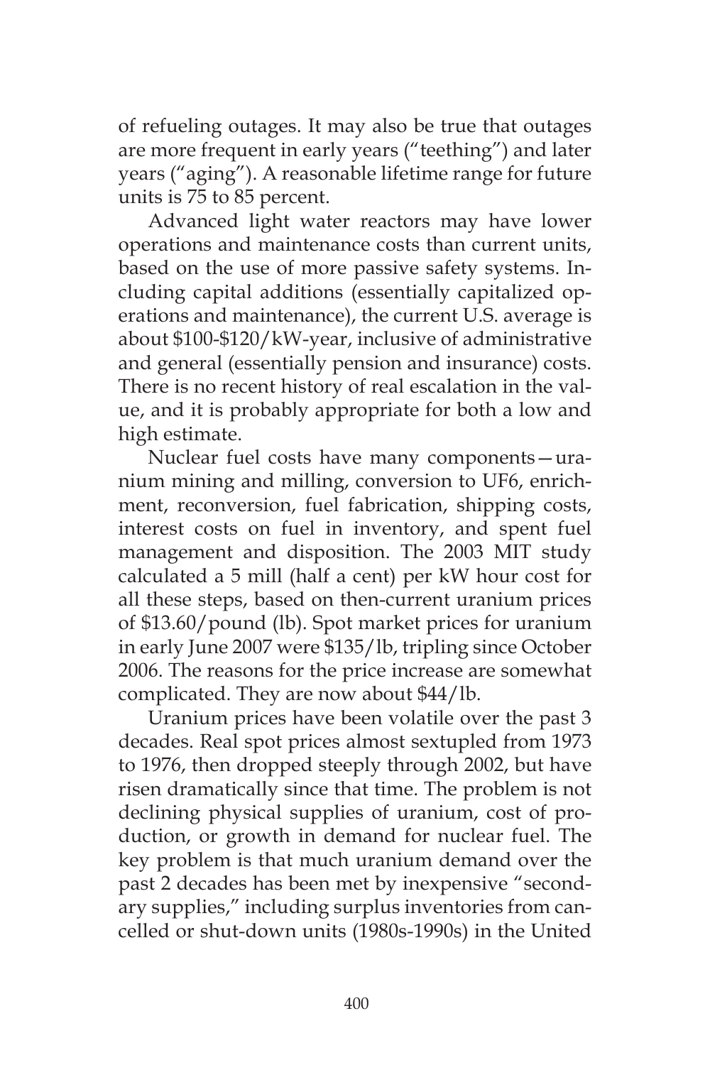of refueling outages. It may also be true that outages are more frequent in early years ("teething") and later years ("aging"). A reasonable lifetime range for future units is 75 to 85 percent.

Advanced light water reactors may have lower operations and maintenance costs than current units, based on the use of more passive safety systems. Including capital additions (essentially capitalized operations and maintenance), the current U.S. average is about $100-$120/kW-year, inclusive of administrative and general (essentially pension and insurance) costs. There is no recent history of real escalation in the value, and it is probably appropriate for both a low and high estimate.

Nuclear fuel costs have many components—uranium mining and milling, conversion to UF6, enrichment, reconversion, fuel fabrication, shipping costs, interest costs on fuel in inventory, and spent fuel management and disposition. The 2003 MIT study calculated a 5 mill (half a cent) per kW hour cost for all these steps, based on then-current uranium prices of $13.60/pound (lb). Spot market prices for uranium in early June 2007 were $135/lb, tripling since October 2006. The reasons for the price increase are somewhat complicated. They are now about $44/lb.

Uranium prices have been volatile over the past 3 decades. Real spot prices almost sextupled from 1973 to 1976, then dropped steeply through 2002, but have risen dramatically since that time. The problem is not declining physical supplies of uranium, cost of production, or growth in demand for nuclear fuel. The key problem is that much uranium demand over the past 2 decades has been met by inexpensive "secondary supplies," including surplus inventories from cancelled or shut-down units (1980s-1990s) in the United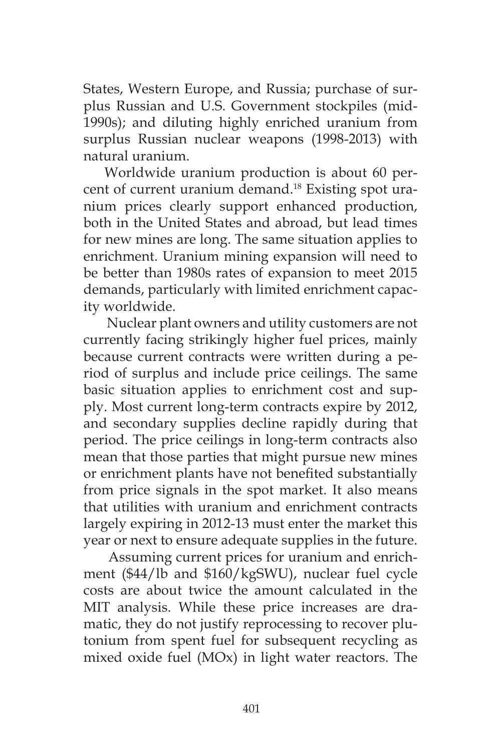States, Western Europe, and Russia; purchase of surplus Russian and U.S. Government stockpiles (mid-1990s); and diluting highly enriched uranium from surplus Russian nuclear weapons (1998-2013) with natural uranium.

Worldwide uranium production is about 60 percent of current uranium demand.[18] Existing spot uranium prices clearly support enhanced production, both in the United States and abroad, but lead times for new mines are long. The same situation applies to enrichment. Uranium mining expansion will need to be better than 1980s rates of expansion to meet 2015 demands, particularly with limited enrichment capacity worldwide.

Nuclear plant owners and utility customers are not currently facing strikingly higher fuel prices, mainly because current contracts were written during a period of surplus and include price ceilings. The same basic situation applies to enrichment cost and supply. Most current long-term contracts expire by 2012, and secondary supplies decline rapidly during that period. The price ceilings in long-term contracts also mean that those parties that might pursue new mines or enrichment plants have not benefited substantially from price signals in the spot market. It also means that utilities with uranium and enrichment contracts largely expiring in 2012-13 must enter the market this year or next to ensure adequate supplies in the future.

Assuming current prices for uranium and enrichment ($44/lb and $160/kgSWU), nuclear fuel cycle costs are about twice the amount calculated in the MIT analysis. While these price increases are dramatic, they do not justify reprocessing to recover plutonium from spent fuel for subsequent recycling as mixed oxide fuel (MOx) in light water reactors. The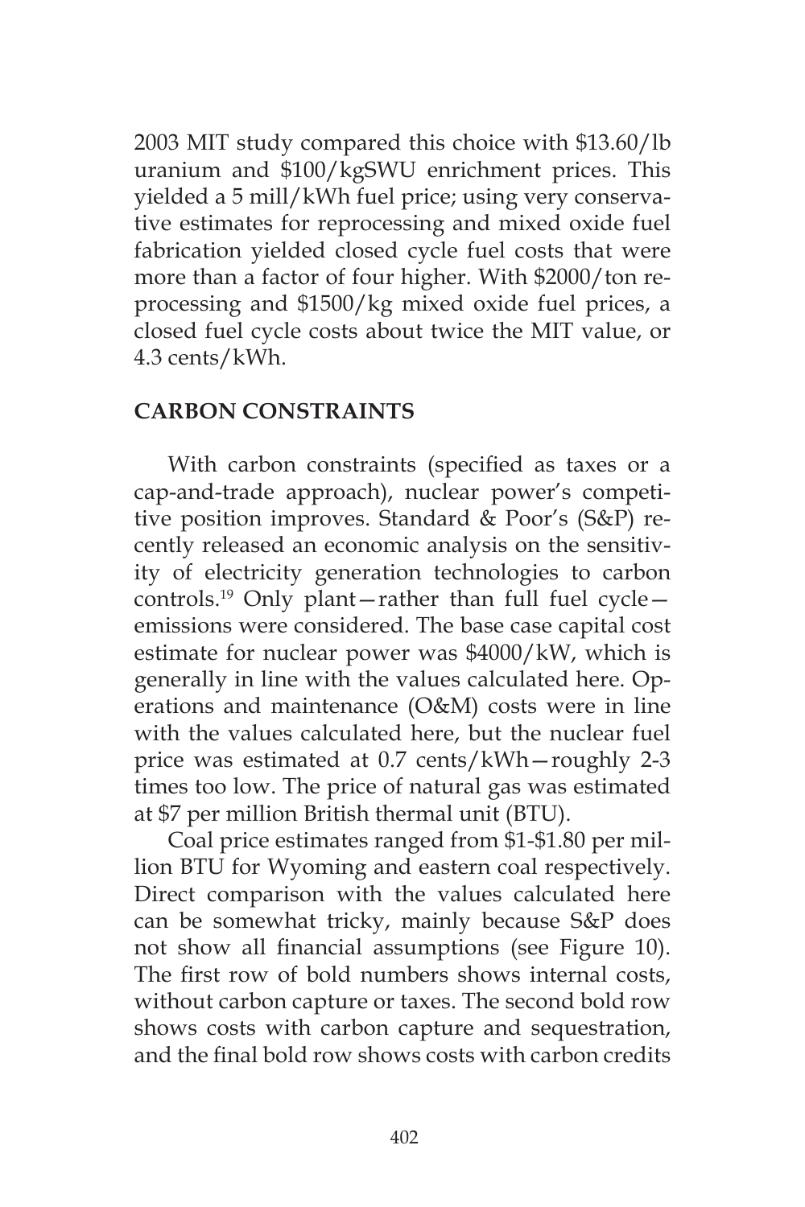2003 MIT study compared this choice with $13.60/lb uranium and $100/kgSWU enrichment prices. This yielded a 5 mill/kWh fuel price; using very conservative estimates for reprocessing and mixed oxide fuel fabrication yielded closed cycle fuel costs that were more than a factor of four higher. With $2000/ton reprocessing and $1500/kg mixed oxide fuel prices, a closed fuel cycle costs about twice the MIT value, or 4.3 cents/kWh.

## CARBON CONSTRAINTS

With carbon constraints (specified as taxes or a cap-and-trade approach), nuclear power's competitive position improves. Standard & Poor's (S&P) recently released an economic analysis on the sensitivity of electricity generation technologies to carbon controls.[19] Only plant—rather than full fuel cycle—emissions were considered. The base case capital cost estimate for nuclear power was $4000/kW, which is generally in line with the values calculated here. Operations and maintenance (O&M) costs were in line with the values calculated here, but the nuclear fuel price was estimated at 0.7 cents/kWh—roughly 2-3 times too low. The price of natural gas was estimated at $7 per million British thermal unit (BTU).

Coal price estimates ranged from $1-$1.80 per million BTU for Wyoming and eastern coal respectively. Direct comparison with the values calculated here can be somewhat tricky, mainly because S&P does not show all financial assumptions (see Figure 10). The first row of bold numbers shows internal costs, without carbon capture or taxes. The second bold row shows costs with carbon capture and sequestration, and the final bold row shows costs with carbon credits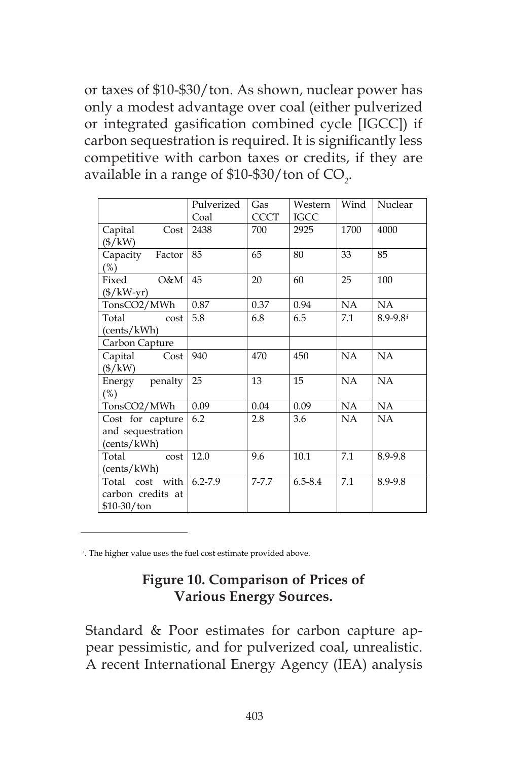or taxes of \$10-\$30/ton. As shown, nuclear power has only a modest advantage over coal (either pulverized or integrated gasification combined cycle [IGCC]) if carbon sequestration is required. It is significantly less competitive with carbon taxes or credits, if they are available in a range of \$10-\$30/ton of $CO_2$.

| | Pulverized Coal | Gas CCCT | Western IGCC | Wind | Nuclear |
|---|---|---|---|---|---|
| Capital Cost (\$/kW) | 2438 | 700 | 2925 | 1700 | 4000 |
| Capacity Factor (%) | 85 | 65 | 80 | 33 | 85 |
| Fixed O&M (\$/kW-yr) | 45 | 20 | 60 | 25 | 100 |
| TonsCO2/MWh | 0.87 | 0.37 | 0.94 | NA | NA |
| Total cost (cents/kWh) | 5.8 | 6.8 | 6.5 | 7.1 | 8.9-9.8[i] |
| Carbon Capture | | | | | |
| Capital Cost (\$/kW) | 940 | 470 | 450 | NA | NA |
| Energy penalty (%) | 25 | 13 | 15 | NA | NA |
| TonsCO2/MWh | 0.09 | 0.04 | 0.09 | NA | NA |
| Cost for capture and sequestration (cents/kWh) | 6.2 | 2.8 | 3.6 | NA | NA |
| Total cost (cents/kWh) | 12.0 | 9.6 | 10.1 | 7.1 | 8.9-9.8 |
| Total cost with carbon credits at \$10-30/ton | 6.2-7.9 | 7-7.7 | 6.5-8.4 | 7.1 | 8.9-9.8 |

[i]. The higher value uses the fuel cost estimate provided above.

**Figure 10. Comparison of Prices of Various Energy Sources.**

Standard & Poor estimates for carbon capture appear pessimistic, and for pulverized coal, unrealistic. A recent International Energy Agency (IEA) analysis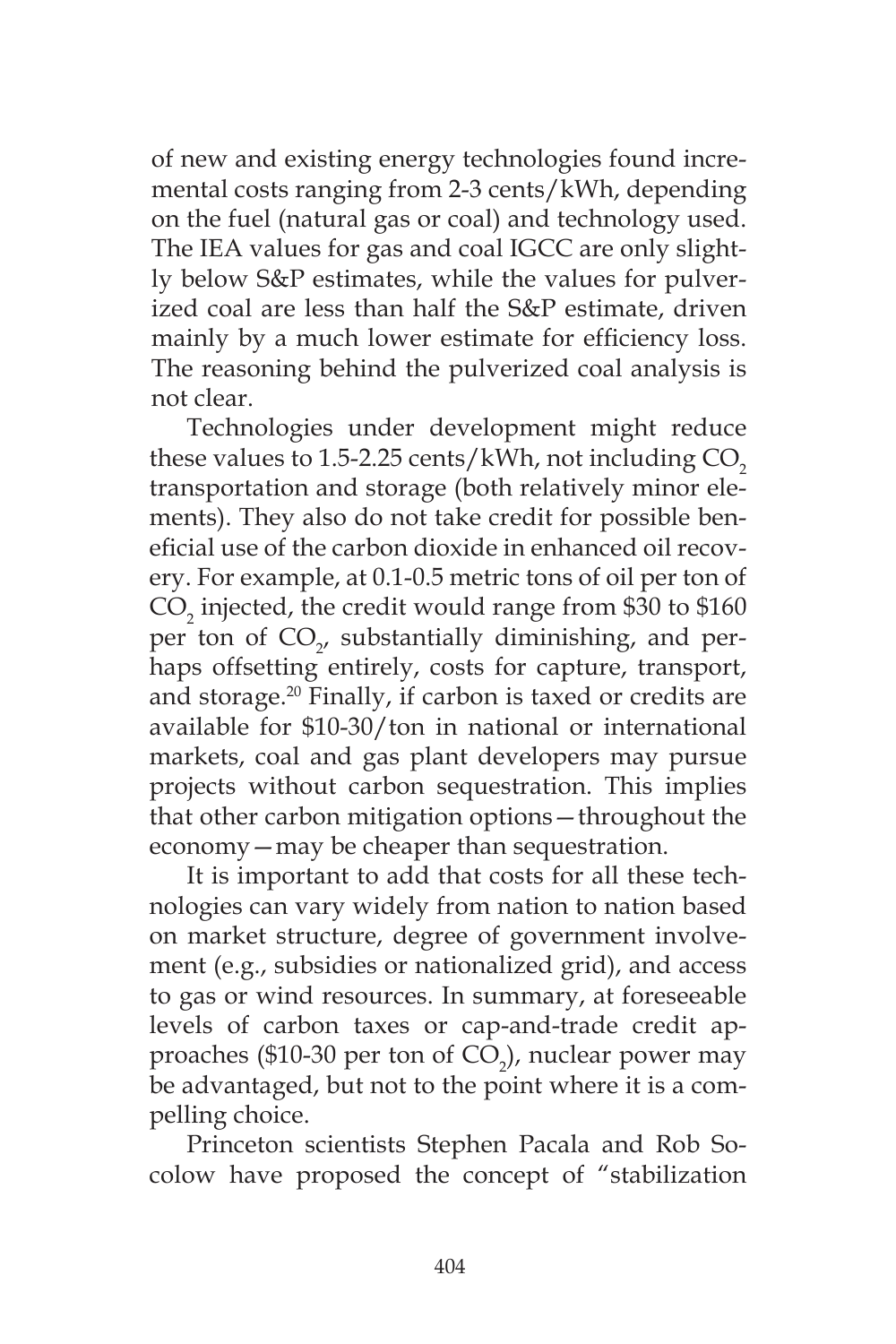of new and existing energy technologies found incremental costs ranging from 2-3 cents/kWh, depending on the fuel (natural gas or coal) and technology used. The IEA values for gas and coal IGCC are only slightly below S&P estimates, while the values for pulverized coal are less than half the S&P estimate, driven mainly by a much lower estimate for efficiency loss. The reasoning behind the pulverized coal analysis is not clear.

Technologies under development might reduce these values to 1.5-2.25 cents/kWh, not including $CO_2$ transportation and storage (both relatively minor elements). They also do not take credit for possible beneficial use of the carbon dioxide in enhanced oil recovery. For example, at 0.1-0.5 metric tons of oil per ton of $CO_2$ injected, the credit would range from $30 to $160 per ton of $CO_2$, substantially diminishing, and perhaps offsetting entirely, costs for capture, transport, and storage.[20] Finally, if carbon is taxed or credits are available for $10-30/ton in national or international markets, coal and gas plant developers may pursue projects without carbon sequestration. This implies that other carbon mitigation options—throughout the economy—may be cheaper than sequestration.

It is important to add that costs for all these technologies can vary widely from nation to nation based on market structure, degree of government involvement (e.g., subsidies or nationalized grid), and access to gas or wind resources. In summary, at foreseeable levels of carbon taxes or cap-and-trade credit approaches ($10-30 per ton of $CO_2$), nuclear power may be advantaged, but not to the point where it is a compelling choice.

Princeton scientists Stephen Pacala and Rob Socolow have proposed the concept of "stabilization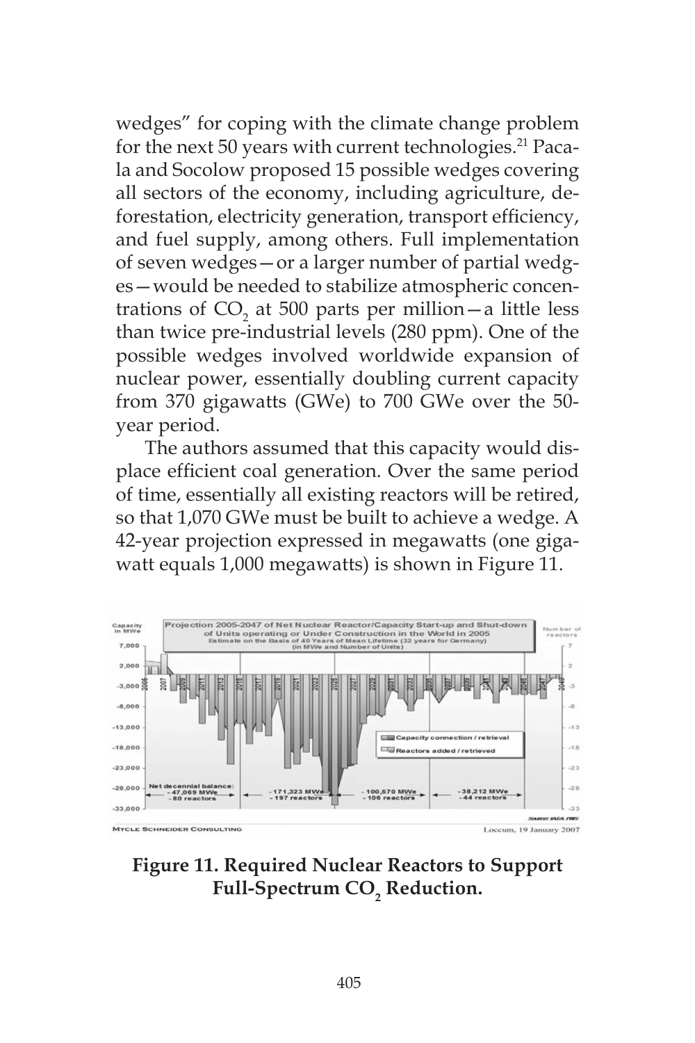wedges" for coping with the climate change problem for the next 50 years with current technologies.[21] Pacala and Socolow proposed 15 possible wedges covering all sectors of the economy, including agriculture, deforestation, electricity generation, transport efficiency, and fuel supply, among others. Full implementation of seven wedges—or a larger number of partial wedges—would be needed to stabilize atmospheric concentrations of $CO_2$ at 500 parts per million—a little less than twice pre-industrial levels (280 ppm). One of the possible wedges involved worldwide expansion of nuclear power, essentially doubling current capacity from 370 gigawatts (GWe) to 700 GWe over the 50-year period.

The authors assumed that this capacity would displace efficient coal generation. Over the same period of time, essentially all existing reactors will be retired, so that 1,070 GWe must be built to achieve a wedge. A 42-year projection expressed in megawatts (one gigawatt equals 1,000 megawatts) is shown in Figure 11.

**Figure 11. Required Nuclear Reactors to Support Full-Spectrum $CO_2$ Reduction.**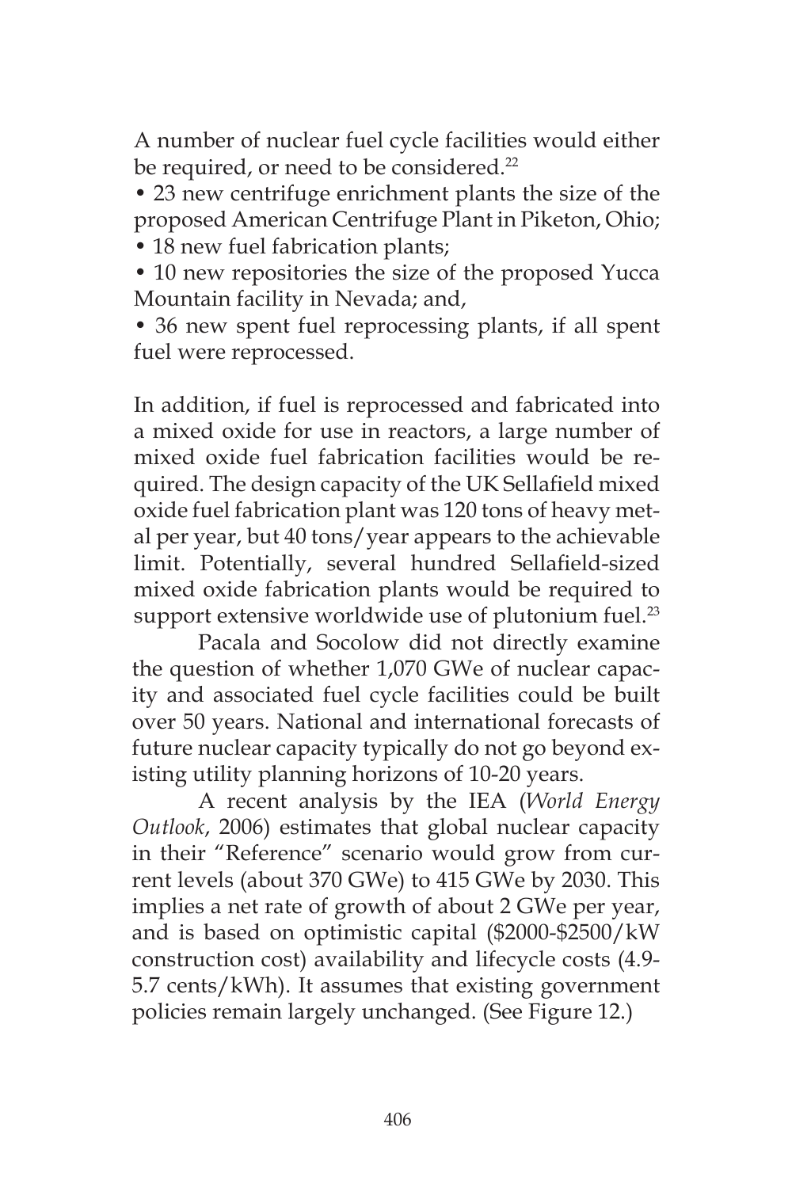A number of nuclear fuel cycle facilities would either be required, or need to be considered.[22]

- 23 new centrifuge enrichment plants the size of the proposed American Centrifuge Plant in Piketon, Ohio;
- 18 new fuel fabrication plants;
- 10 new repositories the size of the proposed Yucca Mountain facility in Nevada; and,
- 36 new spent fuel reprocessing plants, if all spent fuel were reprocessed.

In addition, if fuel is reprocessed and fabricated into a mixed oxide for use in reactors, a large number of mixed oxide fuel fabrication facilities would be required. The design capacity of the UK Sellafield mixed oxide fuel fabrication plant was 120 tons of heavy metal per year, but 40 tons/year appears to the achievable limit. Potentially, several hundred Sellafield-sized mixed oxide fabrication plants would be required to support extensive worldwide use of plutonium fuel.[23]

Pacala and Socolow did not directly examine the question of whether 1,070 GWe of nuclear capacity and associated fuel cycle facilities could be built over 50 years. National and international forecasts of future nuclear capacity typically do not go beyond existing utility planning horizons of 10-20 years.

A recent analysis by the IEA (*World Energy Outlook*, 2006) estimates that global nuclear capacity in their "Reference" scenario would grow from current levels (about 370 GWe) to 415 GWe by 2030. This implies a net rate of growth of about 2 GWe per year, and is based on optimistic capital ($2000-$2500/kW construction cost) availability and lifecycle costs (4.9-5.7 cents/kWh). It assumes that existing government policies remain largely unchanged. (See Figure 12.)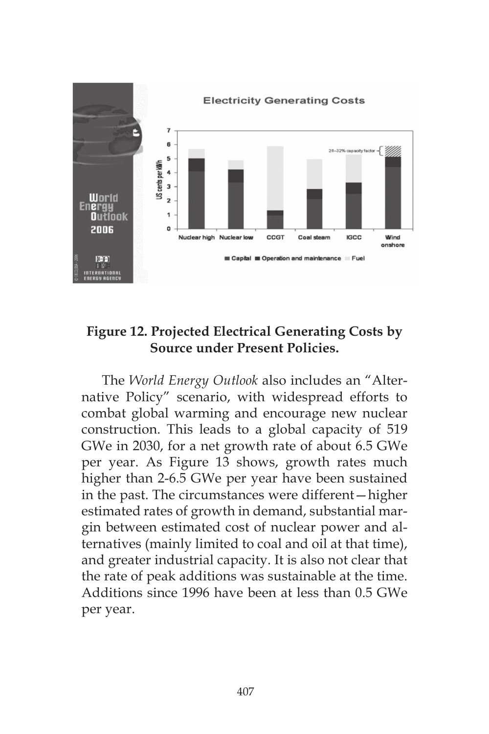**Figure 12. Projected Electrical Generating Costs by Source under Present Policies.**

The *World Energy Outlook* also includes an "Alternative Policy" scenario, with widespread efforts to combat global warming and encourage new nuclear construction. This leads to a global capacity of 519 GWe in 2030, for a net growth rate of about 6.5 GWe per year. As Figure 13 shows, growth rates much higher than 2-6.5 GWe per year have been sustained in the past. The circumstances were different—higher estimated rates of growth in demand, substantial margin between estimated cost of nuclear power and alternatives (mainly limited to coal and oil at that time), and greater industrial capacity. It is also not clear that the rate of peak additions was sustainable at the time. Additions since 1996 have been at less than 0.5 GWe per year.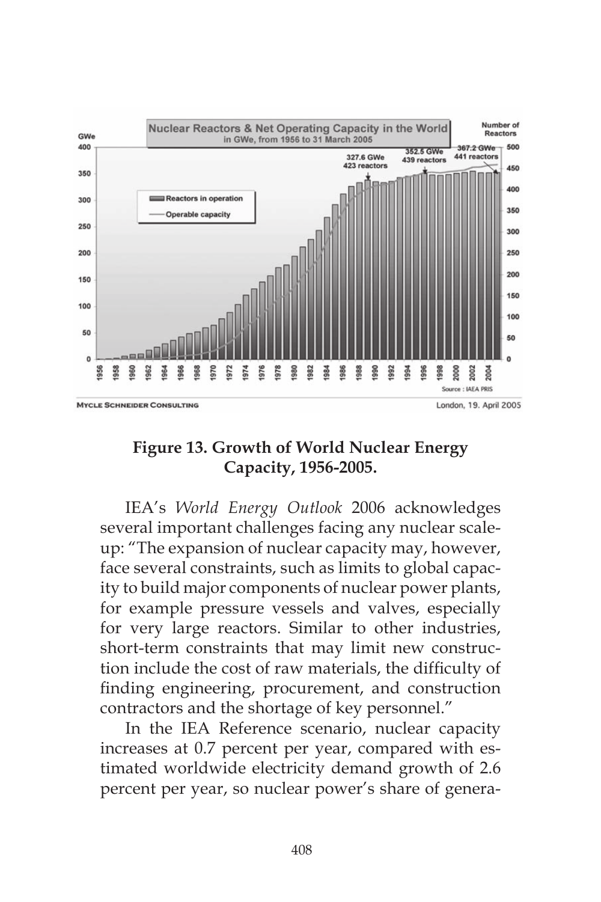**Figure 13. Growth of World Nuclear Energy Capacity, 1956-2005.**

IEA's *World Energy Outlook* 2006 acknowledges several important challenges facing any nuclear scale-up: "The expansion of nuclear capacity may, however, face several constraints, such as limits to global capacity to build major components of nuclear power plants, for example pressure vessels and valves, especially for very large reactors. Similar to other industries, short-term constraints that may limit new construction include the cost of raw materials, the difficulty of finding engineering, procurement, and construction contractors and the shortage of key personnel."

In the IEA Reference scenario, nuclear capacity increases at 0.7 percent per year, compared with estimated worldwide electricity demand growth of 2.6 percent per year, so nuclear power's share of genera-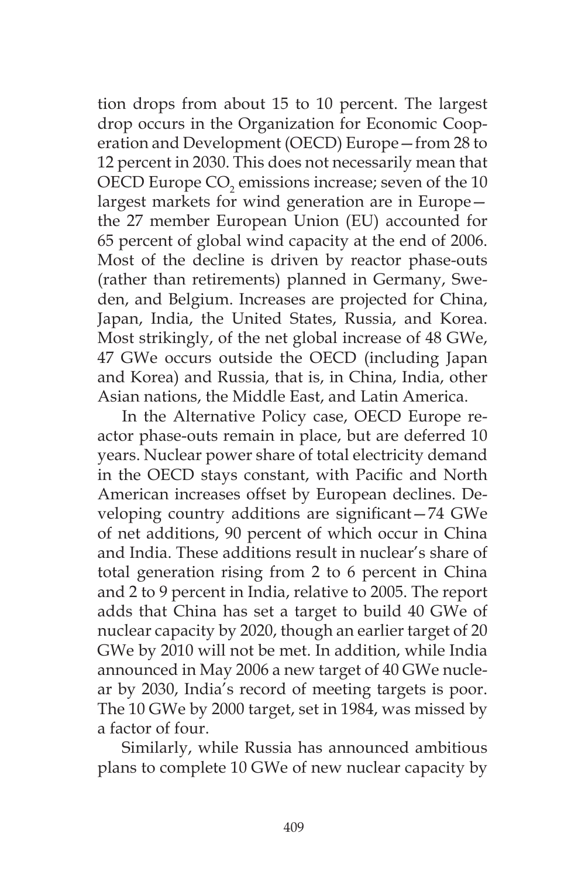tion drops from about 15 to 10 percent. The largest drop occurs in the Organization for Economic Cooperation and Development (OECD) Europe—from 28 to 12 percent in 2030. This does not necessarily mean that OECD Europe $CO_2$ emissions increase; seven of the 10 largest markets for wind generation are in Europe—the 27 member European Union (EU) accounted for 65 percent of global wind capacity at the end of 2006. Most of the decline is driven by reactor phase-outs (rather than retirements) planned in Germany, Sweden, and Belgium. Increases are projected for China, Japan, India, the United States, Russia, and Korea. Most strikingly, of the net global increase of 48 GWe, 47 GWe occurs outside the OECD (including Japan and Korea) and Russia, that is, in China, India, other Asian nations, the Middle East, and Latin America.

In the Alternative Policy case, OECD Europe reactor phase-outs remain in place, but are deferred 10 years. Nuclear power share of total electricity demand in the OECD stays constant, with Pacific and North American increases offset by European declines. Developing country additions are significant—74 GWe of net additions, 90 percent of which occur in China and India. These additions result in nuclear's share of total generation rising from 2 to 6 percent in China and 2 to 9 percent in India, relative to 2005. The report adds that China has set a target to build 40 GWe of nuclear capacity by 2020, though an earlier target of 20 GWe by 2010 will not be met. In addition, while India announced in May 2006 a new target of 40 GWe nuclear by 2030, India's record of meeting targets is poor. The 10 GWe by 2000 target, set in 1984, was missed by a factor of four.

Similarly, while Russia has announced ambitious plans to complete 10 GWe of new nuclear capacity by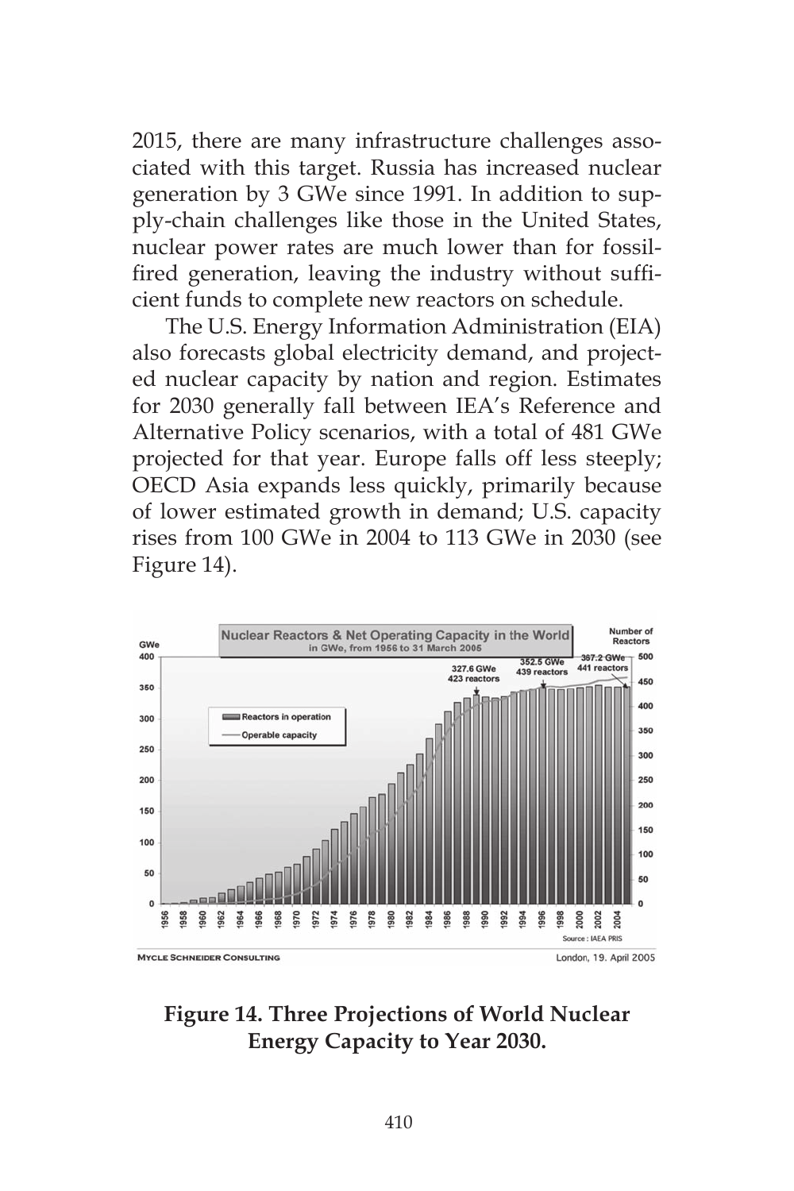2015, there are many infrastructure challenges associated with this target. Russia has increased nuclear generation by 3 GWe since 1991. In addition to supply-chain challenges like those in the United States, nuclear power rates are much lower than for fossil-fired generation, leaving the industry without sufficient funds to complete new reactors on schedule.

The U.S. Energy Information Administration (EIA) also forecasts global electricity demand, and projected nuclear capacity by nation and region. Estimates for 2030 generally fall between IEA's Reference and Alternative Policy scenarios, with a total of 481 GWe projected for that year. Europe falls off less steeply; OECD Asia expands less quickly, primarily because of lower estimated growth in demand; U.S. capacity rises from 100 GWe in 2004 to 113 GWe in 2030 (see Figure 14).

**Figure 14. Three Projections of World Nuclear Energy Capacity to Year 2030.**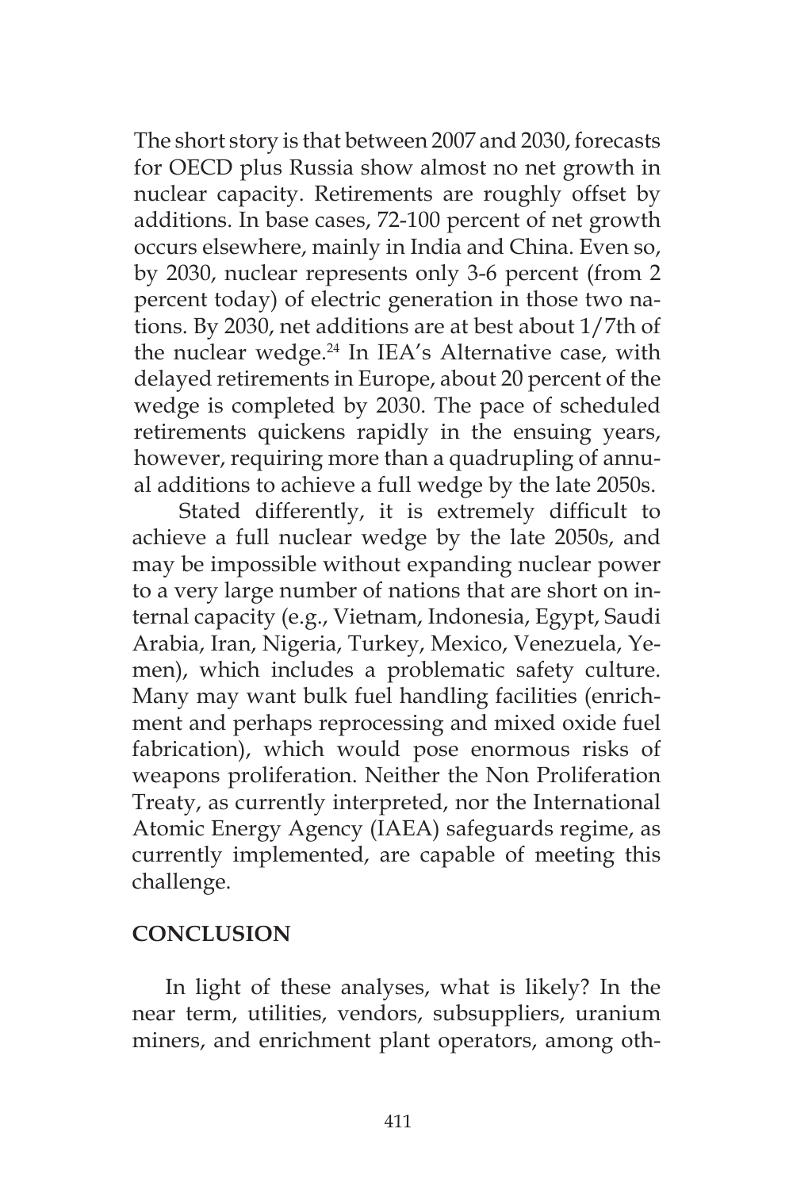The short story is that between 2007 and 2030, forecasts for OECD plus Russia show almost no net growth in nuclear capacity. Retirements are roughly offset by additions. In base cases, 72-100 percent of net growth occurs elsewhere, mainly in India and China. Even so, by 2030, nuclear represents only 3-6 percent (from 2 percent today) of electric generation in those two nations. By 2030, net additions are at best about 1/7th of the nuclear wedge.[24] In IEA's Alternative case, with delayed retirements in Europe, about 20 percent of the wedge is completed by 2030. The pace of scheduled retirements quickens rapidly in the ensuing years, however, requiring more than a quadrupling of annual additions to achieve a full wedge by the late 2050s.

Stated differently, it is extremely difficult to achieve a full nuclear wedge by the late 2050s, and may be impossible without expanding nuclear power to a very large number of nations that are short on internal capacity (e.g., Vietnam, Indonesia, Egypt, Saudi Arabia, Iran, Nigeria, Turkey, Mexico, Venezuela, Yemen), which includes a problematic safety culture. Many may want bulk fuel handling facilities (enrichment and perhaps reprocessing and mixed oxide fuel fabrication), which would pose enormous risks of weapons proliferation. Neither the Non Proliferation Treaty, as currently interpreted, nor the International Atomic Energy Agency (IAEA) safeguards regime, as currently implemented, are capable of meeting this challenge.

## CONCLUSION

In light of these analyses, what is likely? In the near term, utilities, vendors, subsuppliers, uranium miners, and enrichment plant operators, among oth-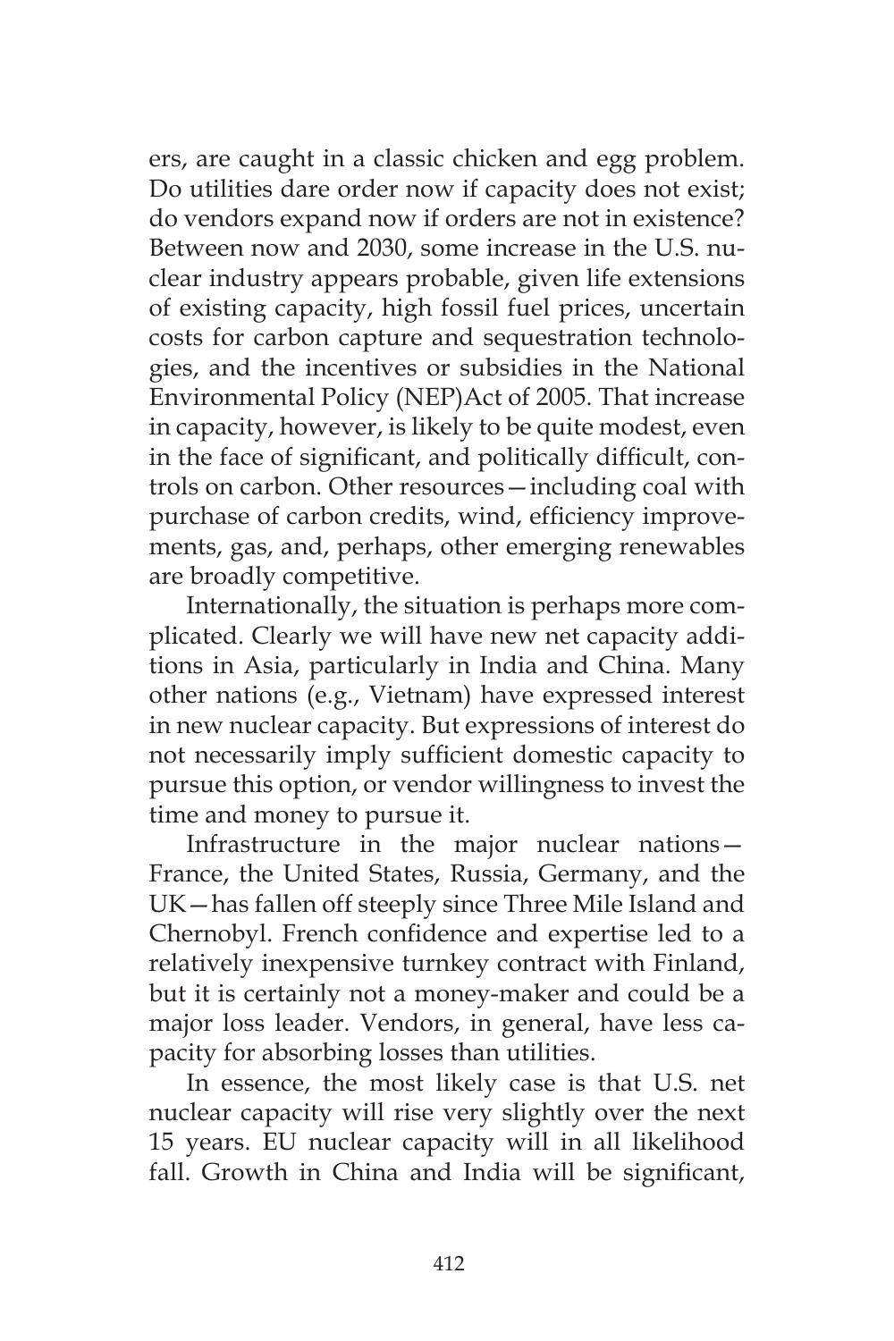ers, are caught in a classic chicken and egg problem. Do utilities dare order now if capacity does not exist; do vendors expand now if orders are not in existence? Between now and 2030, some increase in the U.S. nuclear industry appears probable, given life extensions of existing capacity, high fossil fuel prices, uncertain costs for carbon capture and sequestration technologies, and the incentives or subsidies in the National Environmental Policy (NEP)Act of 2005. That increase in capacity, however, is likely to be quite modest, even in the face of significant, and politically difficult, controls on carbon. Other resources—including coal with purchase of carbon credits, wind, efficiency improvements, gas, and, perhaps, other emerging renewables are broadly competitive.

Internationally, the situation is perhaps more complicated. Clearly we will have new net capacity additions in Asia, particularly in India and China. Many other nations (e.g., Vietnam) have expressed interest in new nuclear capacity. But expressions of interest do not necessarily imply sufficient domestic capacity to pursue this option, or vendor willingness to invest the time and money to pursue it.

Infrastructure in the major nuclear nations—France, the United States, Russia, Germany, and the UK—has fallen off steeply since Three Mile Island and Chernobyl. French confidence and expertise led to a relatively inexpensive turnkey contract with Finland, but it is certainly not a money-maker and could be a major loss leader. Vendors, in general, have less capacity for absorbing losses than utilities.

In essence, the most likely case is that U.S. net nuclear capacity will rise very slightly over the next 15 years. EU nuclear capacity will in all likelihood fall. Growth in China and India will be significant,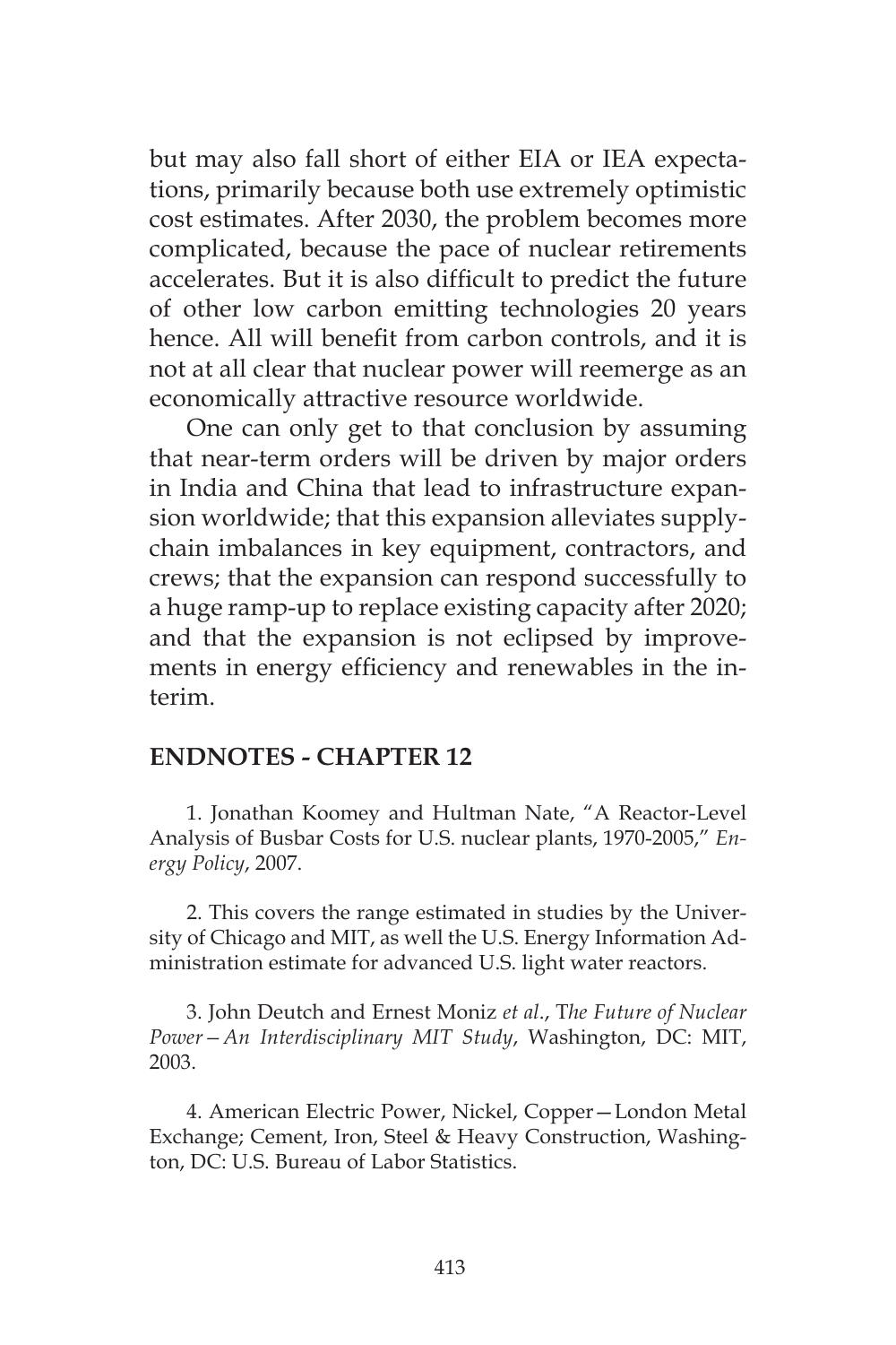but may also fall short of either EIA or IEA expectations, primarily because both use extremely optimistic cost estimates. After 2030, the problem becomes more complicated, because the pace of nuclear retirements accelerates. But it is also difficult to predict the future of other low carbon emitting technologies 20 years hence. All will benefit from carbon controls, and it is not at all clear that nuclear power will reemerge as an economically attractive resource worldwide.

One can only get to that conclusion by assuming that near-term orders will be driven by major orders in India and China that lead to infrastructure expansion worldwide; that this expansion alleviates supply-chain imbalances in key equipment, contractors, and crews; that the expansion can respond successfully to a huge ramp-up to replace existing capacity after 2020; and that the expansion is not eclipsed by improvements in energy efficiency and renewables in the interim.

## ENDNOTES - CHAPTER 12

1. Jonathan Koomey and Hultman Nate, "A Reactor-Level Analysis of Busbar Costs for U.S. nuclear plants, 1970-2005," *Energy Policy*, 2007.

2. This covers the range estimated in studies by the University of Chicago and MIT, as well the U.S. Energy Information Administration estimate for advanced U.S. light water reactors.

3. John Deutch and Ernest Moniz *et al*., T*he Future of Nuclear Power—An Interdisciplinary MIT Study*, Washington, DC: MIT, 2003.

4. American Electric Power, Nickel, Copper—London Metal Exchange; Cement, Iron, Steel & Heavy Construction, Washington, DC: U.S. Bureau of Labor Statistics.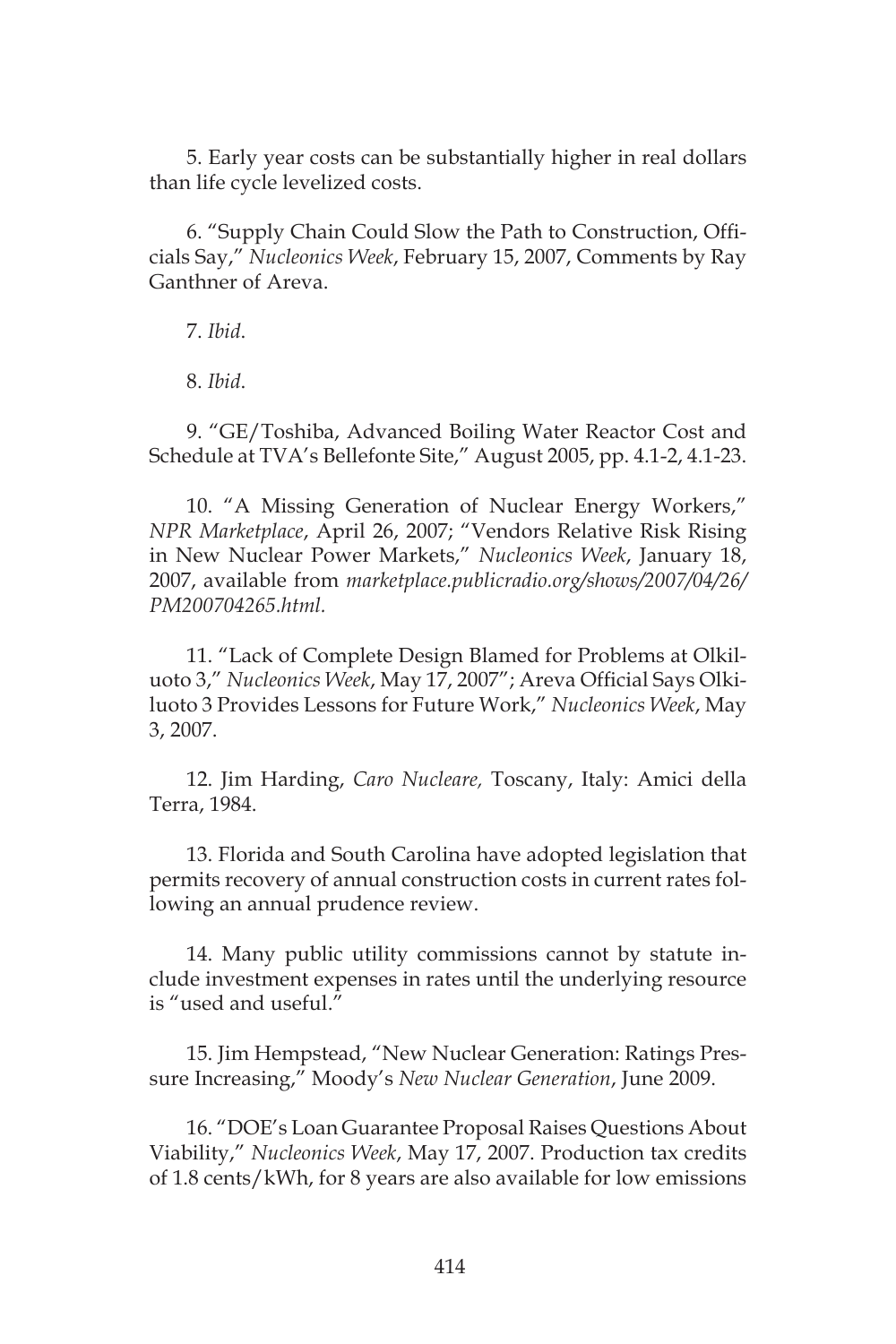5. Early year costs can be substantially higher in real dollars than life cycle levelized costs.

6. "Supply Chain Could Slow the Path to Construction, Officials Say," *Nucleonics Week*, February 15, 2007, Comments by Ray Ganthner of Areva.

7. *Ibid*.

8. *Ibid*.

9. "GE/Toshiba, Advanced Boiling Water Reactor Cost and Schedule at TVA's Bellefonte Site," August 2005, pp. 4.1-2, 4.1-23.

10. "A Missing Generation of Nuclear Energy Workers," *NPR Marketplace*, April 26, 2007; "Vendors Relative Risk Rising in New Nuclear Power Markets," *Nucleonics Week*, January 18, 2007, available from *marketplace.publicradio.org/shows/2007/04/26/PM200704265.html.*

11. "Lack of Complete Design Blamed for Problems at Olkiluoto 3," *Nucleonics Week*, May 17, 2007"; Areva Official Says Olkiluoto 3 Provides Lessons for Future Work," *Nucleonics Week*, May 3, 2007.

12. Jim Harding, *Caro Nucleare,* Toscany, Italy: Amici della Terra, 1984.

13. Florida and South Carolina have adopted legislation that permits recovery of annual construction costs in current rates following an annual prudence review.

14. Many public utility commissions cannot by statute include investment expenses in rates until the underlying resource is "used and useful."

15. Jim Hempstead, "New Nuclear Generation: Ratings Pressure Increasing," Moody's *New Nuclear Generation*, June 2009.

16. "DOE's Loan Guarantee Proposal Raises Questions About Viability," *Nucleonics Week*, May 17, 2007. Production tax credits of 1.8 cents/kWh, for 8 years are also available for low emissions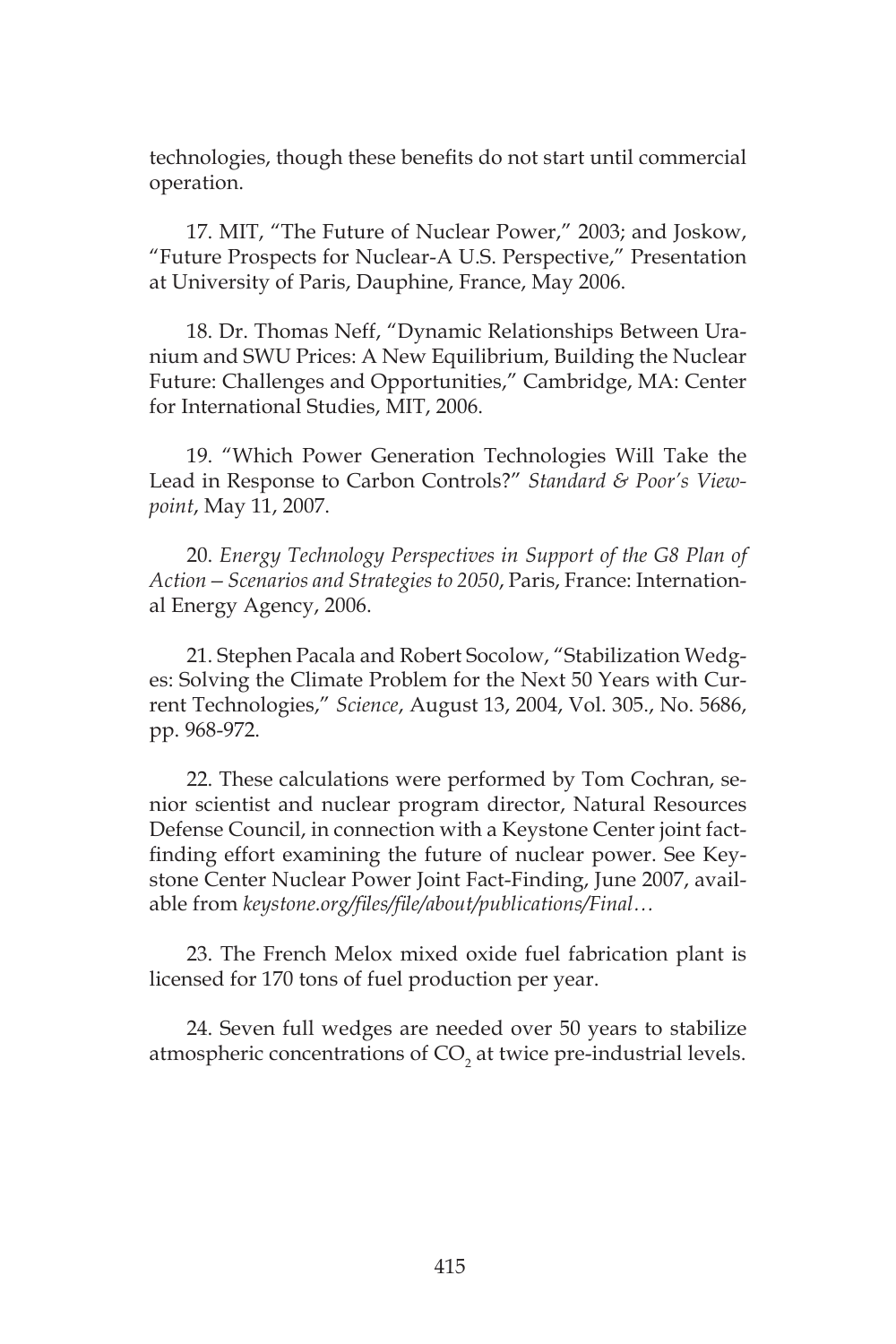technologies, though these benefits do not start until commercial operation.

17. MIT, "The Future of Nuclear Power," 2003; and Joskow, "Future Prospects for Nuclear-A U.S. Perspective," Presentation at University of Paris, Dauphine, France, May 2006.

18. Dr. Thomas Neff, "Dynamic Relationships Between Uranium and SWU Prices: A New Equilibrium, Building the Nuclear Future: Challenges and Opportunities," Cambridge, MA: Center for International Studies, MIT, 2006.

19. "Which Power Generation Technologies Will Take the Lead in Response to Carbon Controls?" *Standard & Poor's Viewpoint*, May 11, 2007.

20. *Energy Technology Perspectives in Support of the G8 Plan of Action—Scenarios and Strategies to 2050*, Paris, France: International Energy Agency, 2006.

21. Stephen Pacala and Robert Socolow, "Stabilization Wedges: Solving the Climate Problem for the Next 50 Years with Current Technologies," *Science*, August 13, 2004, Vol. 305., No. 5686, pp. 968-972.

22. These calculations were performed by Tom Cochran, senior scientist and nuclear program director, Natural Resources Defense Council, in connection with a Keystone Center joint fact-finding effort examining the future of nuclear power. See Keystone Center Nuclear Power Joint Fact-Finding, June 2007, available from *keystone.org/files/file/about/publications/Final…*

23. The French Melox mixed oxide fuel fabrication plant is licensed for 170 tons of fuel production per year.

24. Seven full wedges are needed over 50 years to stabilize atmospheric concentrations of $CO_2$ at twice pre-industrial levels.